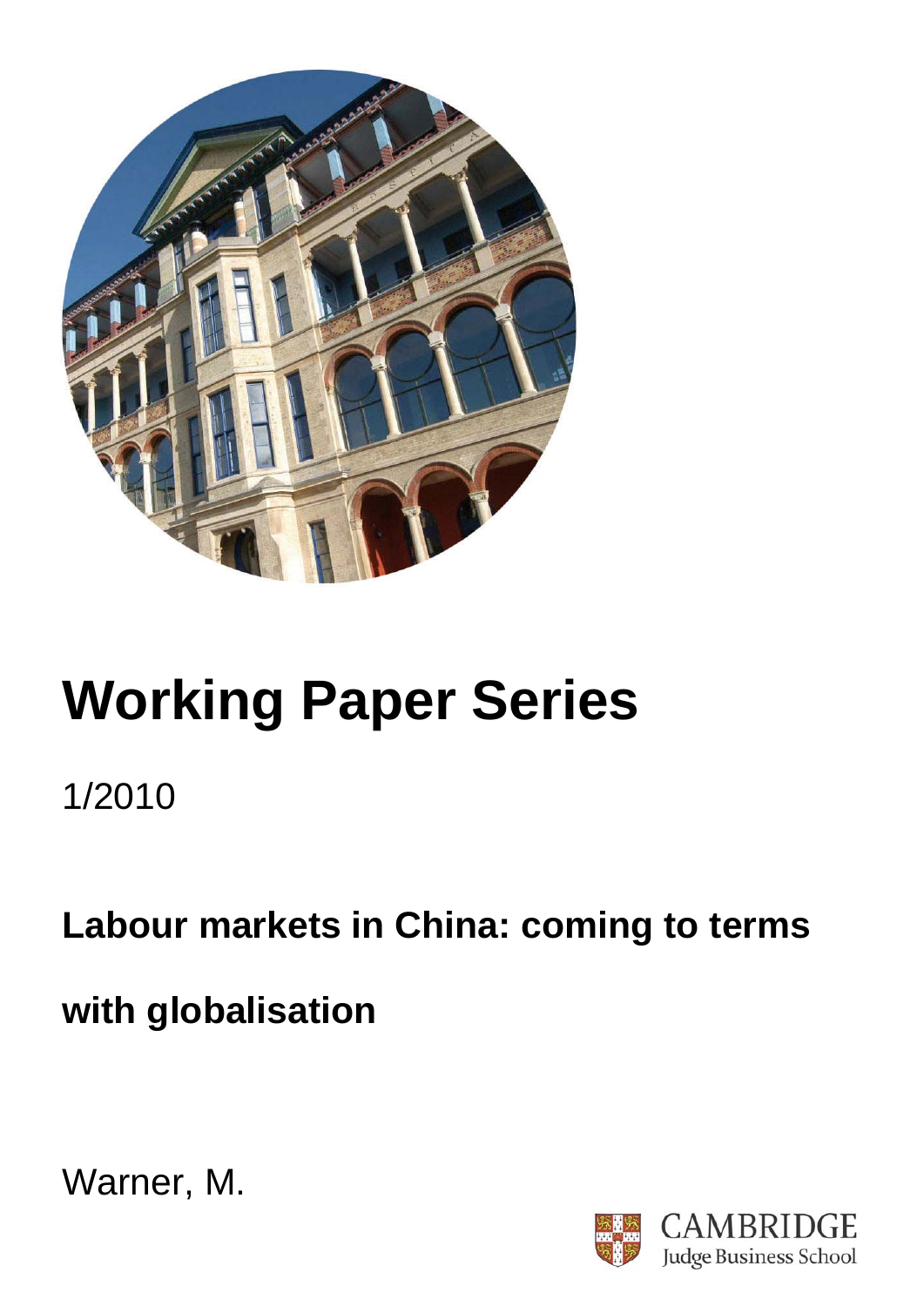# Working Paper Series

1/2010

## Labour markets in China: coming to terms with globalisation

Warner, M.

CAMBRIDGE
Judge Business School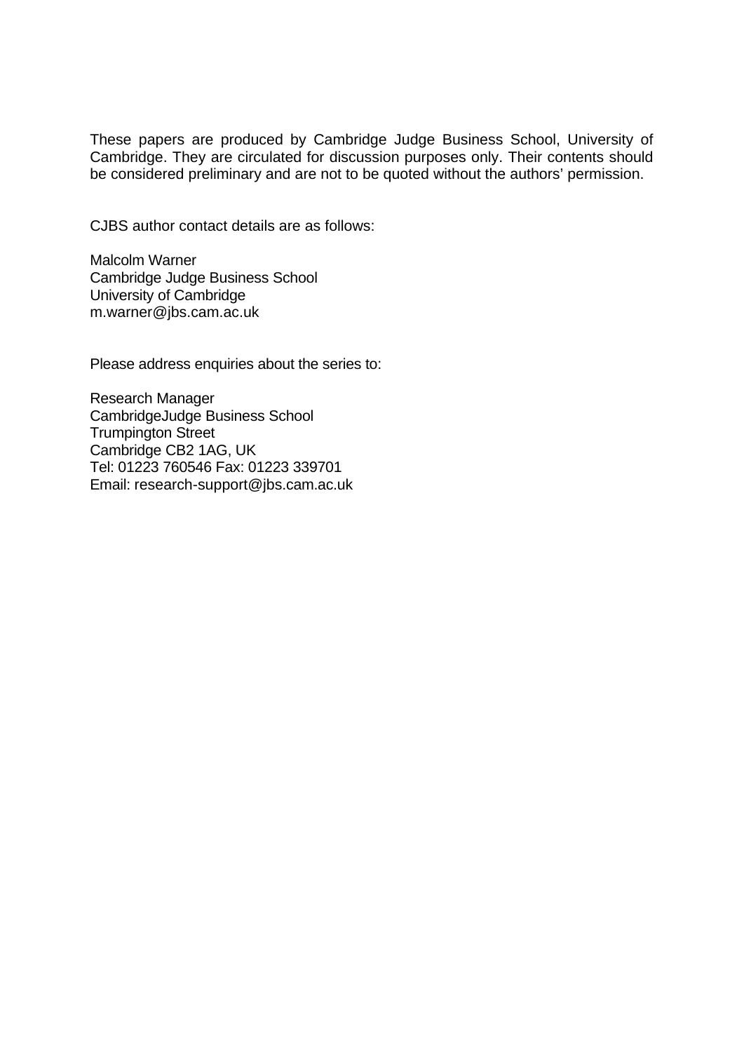These papers are produced by Cambridge Judge Business School, University of Cambridge. They are circulated for discussion purposes only. Their contents should be considered preliminary and are not to be quoted without the authors' permission.

CJBS author contact details are as follows:

Malcolm Warner  
Cambridge Judge Business School  
University of Cambridge  
m.warner@jbs.cam.ac.uk

Please address enquiries about the series to:

Research Manager  
CambridgeJudge Business School  
Trumpington Street  
Cambridge CB2 1AG, UK  
Tel: 01223 760546 Fax: 01223 339701  
Email: research-support@jbs.cam.ac.uk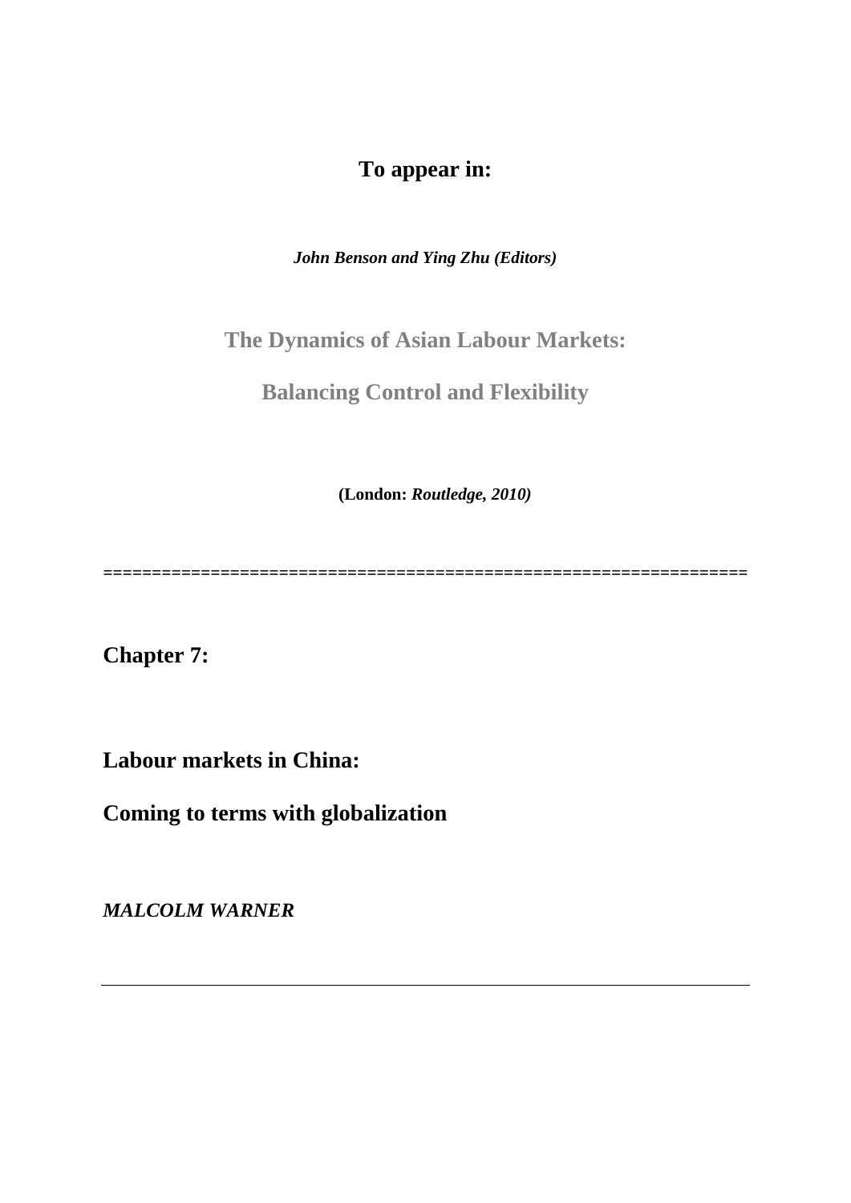**To appear in:**

***John Benson and Ying Zhu (Editors)***

**The Dynamics of Asian Labour Markets:**

**Balancing Control and Flexibility**

**(London: *Routledge, 2010)***

==================================================================

**Chapter 7:**

**Labour markets in China:**

**Coming to terms with globalization**

***MALCOLM WARNER***

---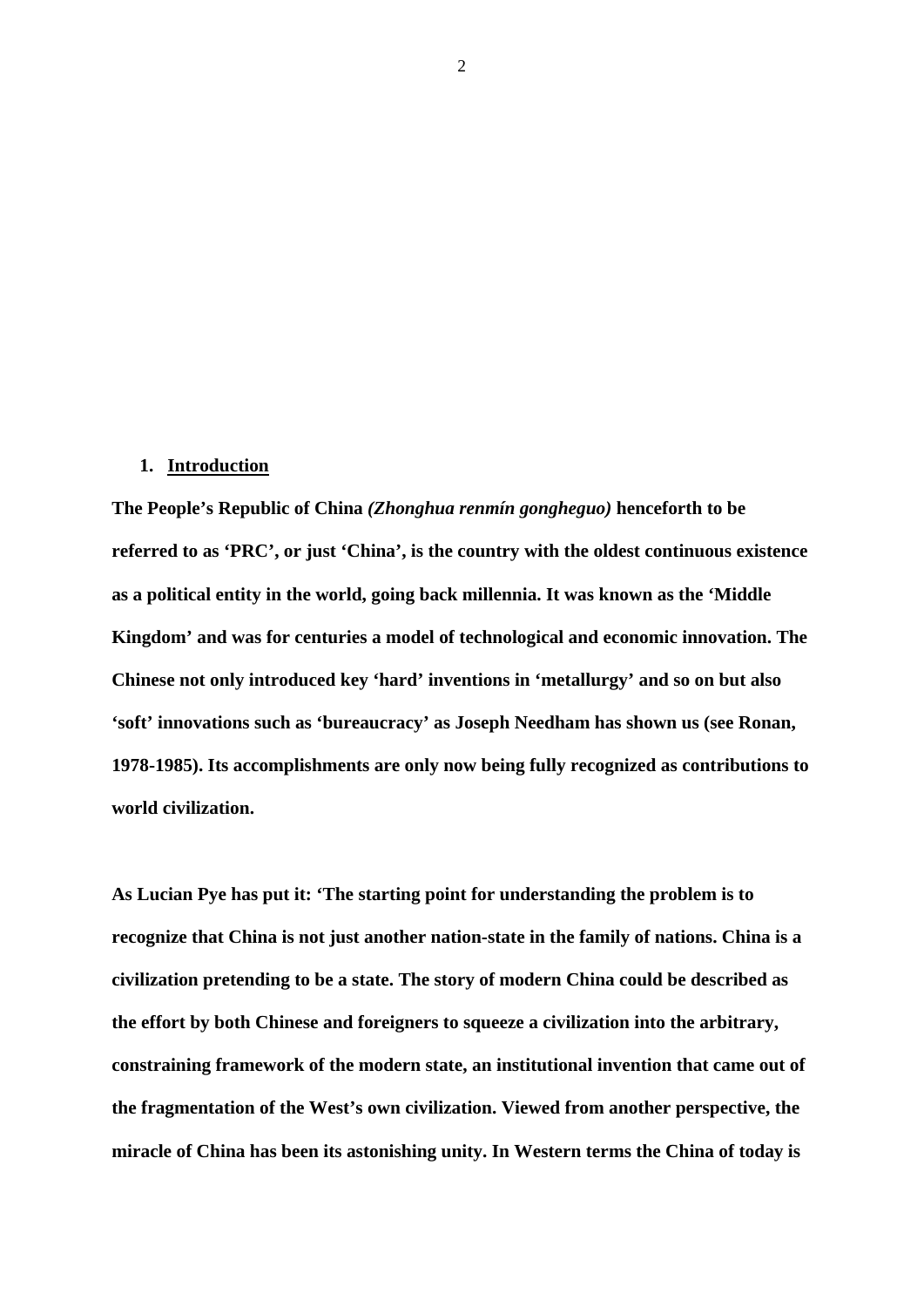1. **Introduction**

**The People's Republic of China *(Zhonghua renmín gongheguo)* henceforth to be referred to as 'PRC', or just 'China', is the country with the oldest continuous existence as a political entity in the world, going back millennia. It was known as the 'Middle Kingdom' and was for centuries a model of technological and economic innovation. The Chinese not only introduced key 'hard' inventions in 'metallurgy' and so on but also 'soft' innovations such as 'bureaucracy' as Joseph Needham has shown us (see Ronan, 1978-1985). Its accomplishments are only now being fully recognized as contributions to world civilization.**

**As Lucian Pye has put it: 'The starting point for understanding the problem is to recognize that China is not just another nation-state in the family of nations. China is a civilization pretending to be a state. The story of modern China could be described as the effort by both Chinese and foreigners to squeeze a civilization into the arbitrary, constraining framework of the modern state, an institutional invention that came out of the fragmentation of the West's own civilization. Viewed from another perspective, the miracle of China has been its astonishing unity. In Western terms the China of today is**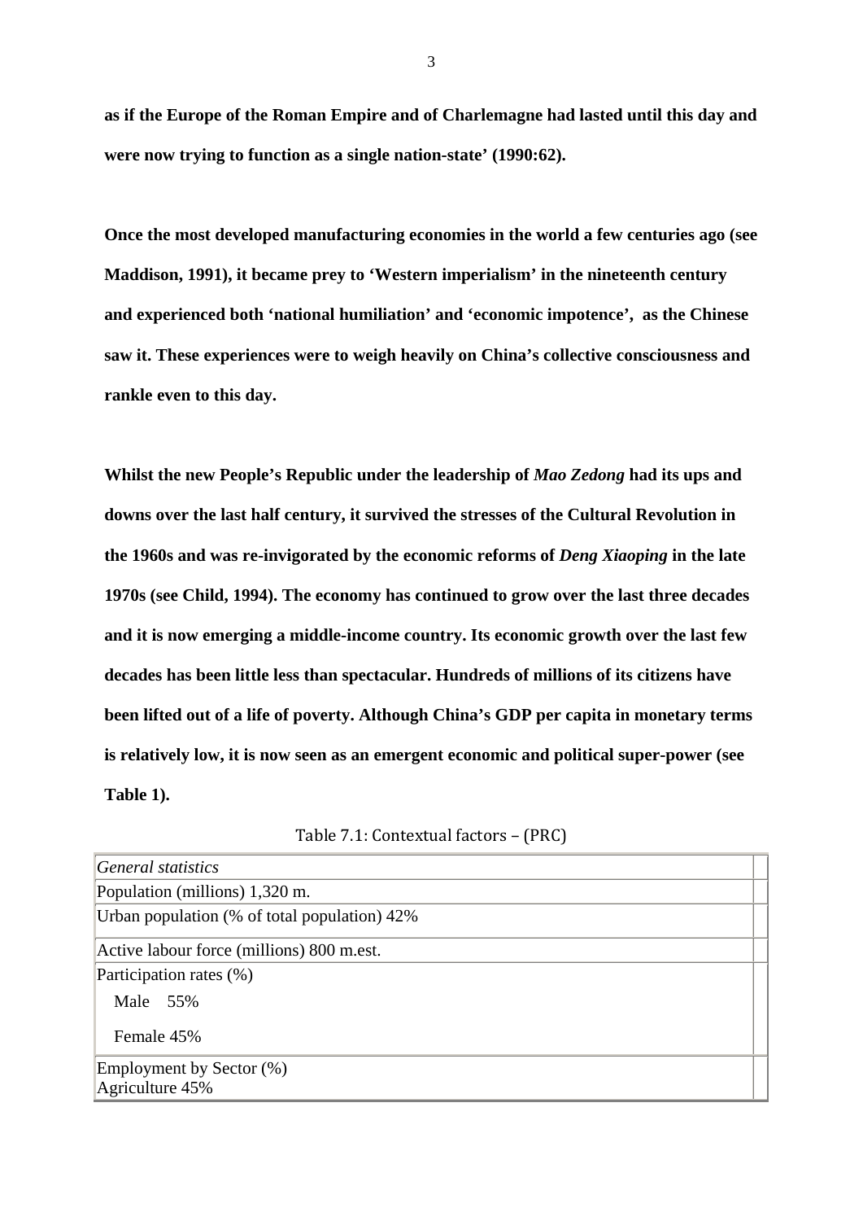**as if the Europe of the Roman Empire and of Charlemagne had lasted until this day and were now trying to function as a single nation-state' (1990:62).**

**Once the most developed manufacturing economies in the world a few centuries ago (see Maddison, 1991), it became prey to 'Western imperialism' in the nineteenth century and experienced both 'national humiliation' and 'economic impotence', as the Chinese saw it. These experiences were to weigh heavily on China's collective consciousness and rankle even to this day.**

**Whilst the new People's Republic under the leadership of *Mao Zedong* had its ups and downs over the last half century, it survived the stresses of the Cultural Revolution in the 1960s and was re-invigorated by the economic reforms of *Deng Xiaoping* in the late 1970s (see Child, 1994). The economy has continued to grow over the last three decades and it is now emerging a middle-income country. Its economic growth over the last few decades has been little less than spectacular. Hundreds of millions of its citizens have been lifted out of a life of poverty. Although China's GDP per capita in monetary terms is relatively low, it is now seen as an emergent economic and political super-power (see Table 1).**

Table 7.1: Contextual factors – (PRC)

| *General statistics* | |
|---|---|
| Population (millions) 1,320 m. | |
| Urban population (% of total population) 42% | |
| Active labour force (millions) 800 m.est. | |
| Participation rates (%)<br>Male 55%<br>Female 45% | |
| Employment by Sector (%)<br>Agriculture 45% | |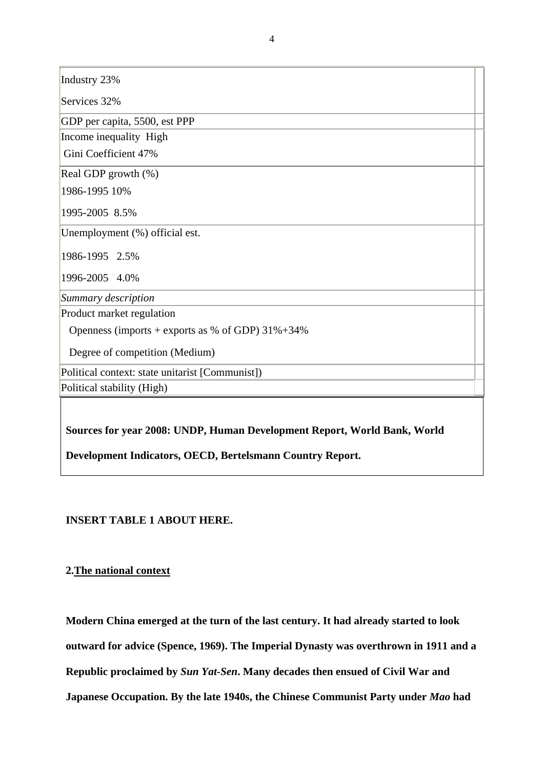| |
|---|
| Industry 23%<br>Services 32% |
| GDP per capita, 5500, est PPP |
| Income inequality High<br>Gini Coefficient 47% |
| Real GDP growth (%)<br>1986-1995 10%<br>1995-2005 8.5% |
| Unemployment (%) official est.<br>1986-1995 2.5%<br>1996-2005 4.0% |
| *Summary description* |
| Product market regulation<br>Openness (imports + exports as % of GDP) 31%+34%<br>Degree of competition (Medium) |
| Political context: state unitarist [Communist]) |
| Political stability (High) |

**Sources for year 2008: UNDP, Human Development Report, World Bank, World Development Indicators, OECD, Bertelsmann Country Report.**

**INSERT TABLE 1 ABOUT HERE.**

## 2. The national context

**Modern China emerged at the turn of the last century. It had already started to look outward for advice (Spence, 1969). The Imperial Dynasty was overthrown in 1911 and a Republic proclaimed by *Sun Yat-Sen*. Many decades then ensued of Civil War and Japanese Occupation. By the late 1940s, the Chinese Communist Party under *Mao* had**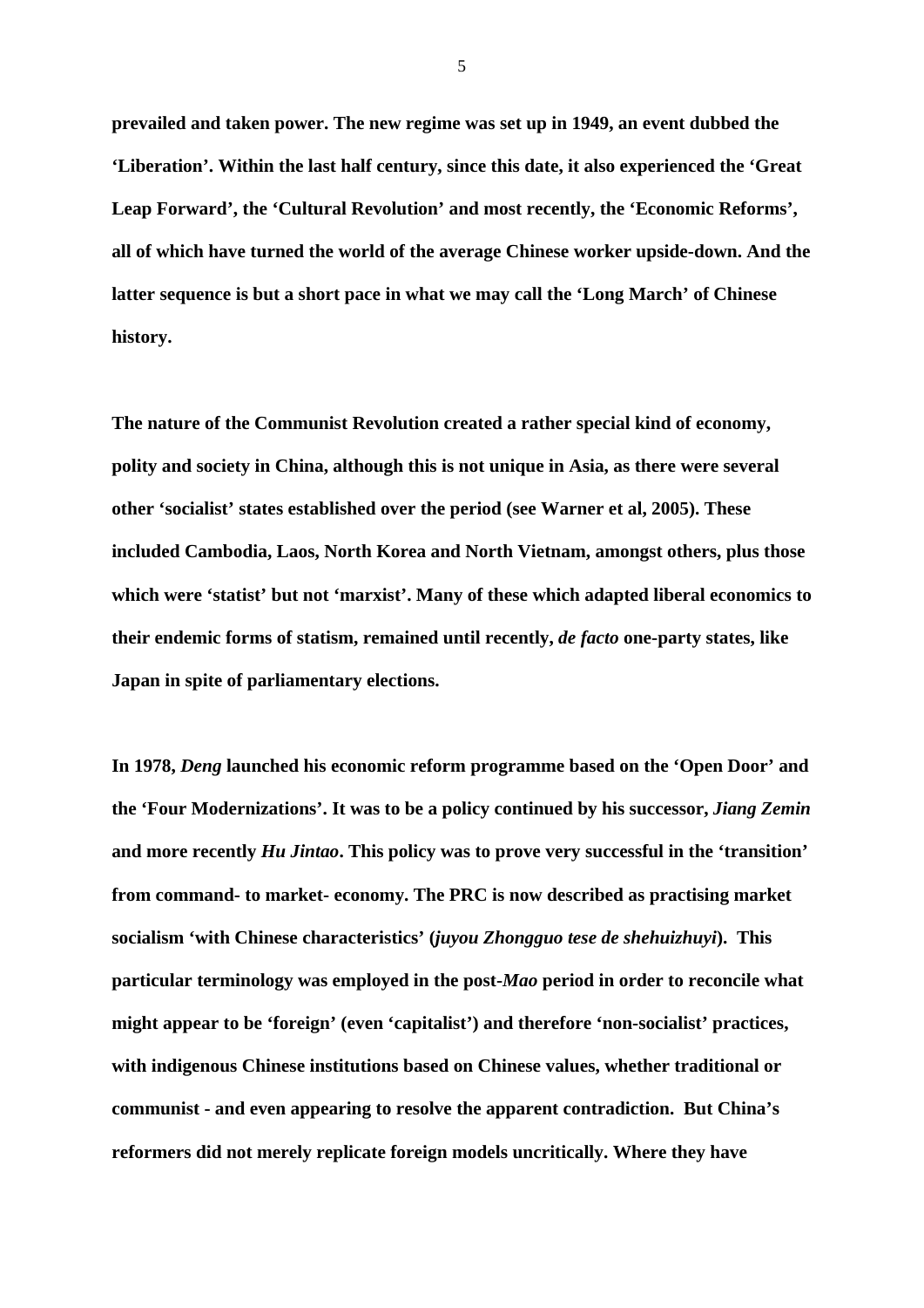**prevailed and taken power. The new regime was set up in 1949, an event dubbed the 'Liberation'. Within the last half century, since this date, it also experienced the 'Great Leap Forward', the 'Cultural Revolution' and most recently, the 'Economic Reforms', all of which have turned the world of the average Chinese worker upside-down. And the latter sequence is but a short pace in what we may call the 'Long March' of Chinese history.**

**The nature of the Communist Revolution created a rather special kind of economy, polity and society in China, although this is not unique in Asia, as there were several other 'socialist' states established over the period (see Warner et al, 2005). These included Cambodia, Laos, North Korea and North Vietnam, amongst others, plus those which were 'statist' but not 'marxist'. Many of these which adapted liberal economics to their endemic forms of statism, remained until recently, *de facto* one-party states, like Japan in spite of parliamentary elections.**

**In 1978, *Deng* launched his economic reform programme based on the 'Open Door' and the 'Four Modernizations'. It was to be a policy continued by his successor, *Jiang Zemin* and more recently *Hu Jintao*. This policy was to prove very successful in the 'transition' from command- to market- economy. The PRC is now described as practising market socialism 'with Chinese characteristics' (*juyou Zhongguo tese de shehuizhuyi*). This particular terminology was employed in the post-*Mao* period in order to reconcile what might appear to be 'foreign' (even 'capitalist') and therefore 'non-socialist' practices, with indigenous Chinese institutions based on Chinese values, whether traditional or communist - and even appearing to resolve the apparent contradiction. But China's reformers did not merely replicate foreign models uncritically. Where they have**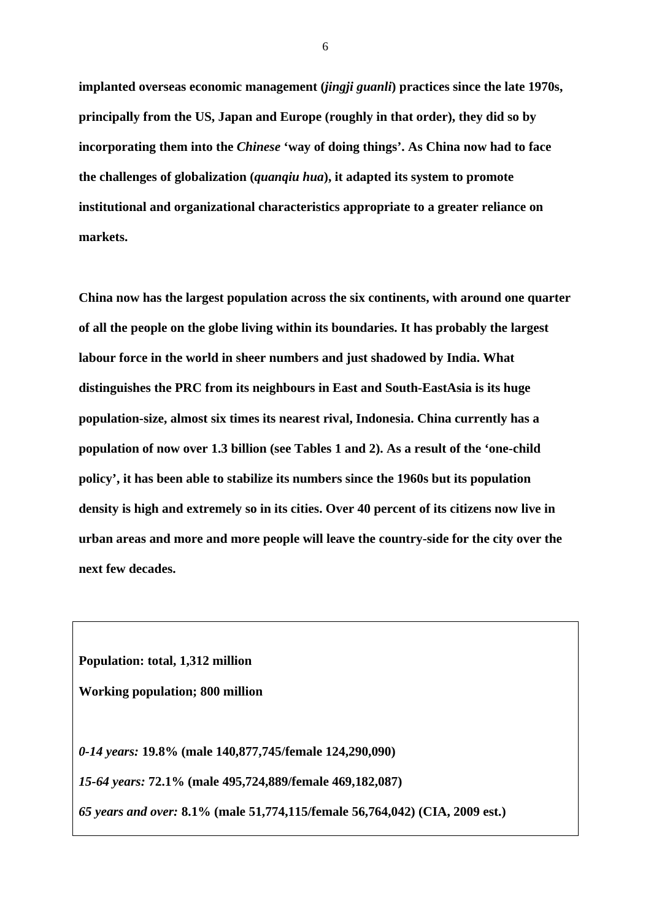**implanted overseas economic management (*jingji guanli*) practices since the late 1970s, principally from the US, Japan and Europe (roughly in that order), they did so by incorporating them into the *Chinese* 'way of doing things'. As China now had to face the challenges of globalization (*quanqiu hua*), it adapted its system to promote institutional and organizational characteristics appropriate to a greater reliance on markets.**

**China now has the largest population across the six continents, with around one quarter of all the people on the globe living within its boundaries. It has probably the largest labour force in the world in sheer numbers and just shadowed by India. What distinguishes the PRC from its neighbours in East and South-EastAsia is its huge population-size, almost six times its nearest rival, Indonesia. China currently has a population of now over 1.3 billion (see Tables 1 and 2). As a result of the 'one-child policy', it has been able to stabilize its numbers since the 1960s but its population density is high and extremely so in its cities. Over 40 percent of its citizens now live in urban areas and more and more people will leave the country-side for the city over the next few decades.**

**Population: total, 1,312 million**

**Working population; 800 million**

***0-14 years:* 19.8% (male 140,877,745/female 124,290,090)**

***15-64 years:* 72.1% (male 495,724,889/female 469,182,087)**

***65 years and over:* 8.1% (male 51,774,115/female 56,764,042) (CIA, 2009 est.)**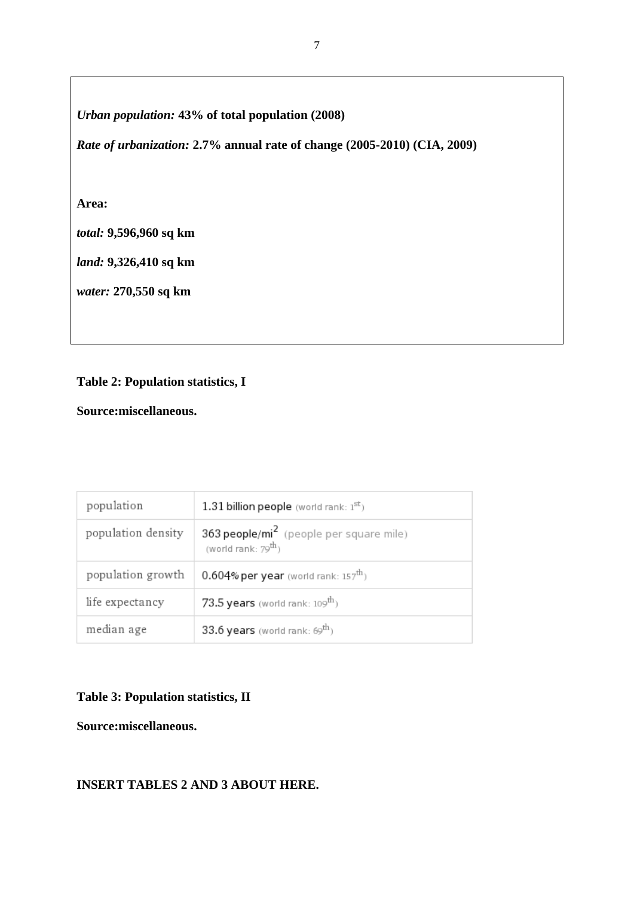*Urban population:* **43% of total population (2008)**

*Rate of urbanization:* **2.7% annual rate of change (2005-2010) (CIA, 2009)**

**Area:**

*total:* **9,596,960 sq km**

*land:* **9,326,410 sq km**

*water:* **270,550 sq km**

**Table 2: Population statistics, I**

**Source:miscellaneous.**

| population | 1.31 billion people (world rank: 1st) |
|---|---|
| population density | 363 people/mi$^2$ (people per square mile) (world rank: 79th) |
| population growth | 0.604% per year (world rank: 157th) |
| life expectancy | 73.5 years (world rank: 109th) |
| median age | 33.6 years (world rank: 69th) |

**Table 3: Population statistics, II**

**Source:miscellaneous.**

**INSERT TABLES 2 AND 3 ABOUT HERE.**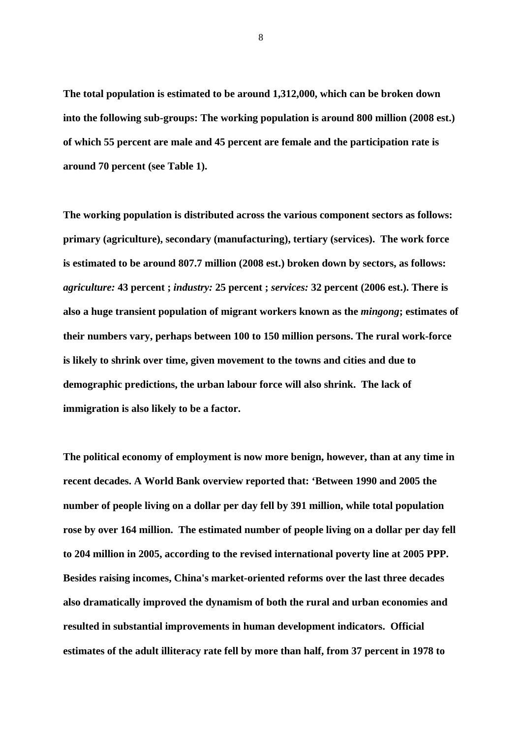**The total population is estimated to be around 1,312,000, which can be broken down into the following sub-groups: The working population is around 800 million (2008 est.) of which 55 percent are male and 45 percent are female and the participation rate is around 70 percent (see Table 1).**

**The working population is distributed across the various component sectors as follows: primary (agriculture), secondary (manufacturing), tertiary (services). The work force is estimated to be around 807.7 million (2008 est.) broken down by sectors, as follows: *agriculture:* 43 percent ; *industry:* 25 percent ; *services:* 32 percent (2006 est.). There is also a huge transient population of migrant workers known as the *mingong*; estimates of their numbers vary, perhaps between 100 to 150 million persons. The rural work-force is likely to shrink over time, given movement to the towns and cities and due to demographic predictions, the urban labour force will also shrink. The lack of immigration is also likely to be a factor.**

**The political economy of employment is now more benign, however, than at any time in recent decades. A World Bank overview reported that: 'Between 1990 and 2005 the number of people living on a dollar per day fell by 391 million, while total population rose by over 164 million. The estimated number of people living on a dollar per day fell to 204 million in 2005, according to the revised international poverty line at 2005 PPP. Besides raising incomes, China's market-oriented reforms over the last three decades also dramatically improved the dynamism of both the rural and urban economies and resulted in substantial improvements in human development indicators. Official estimates of the adult illiteracy rate fell by more than half, from 37 percent in 1978 to**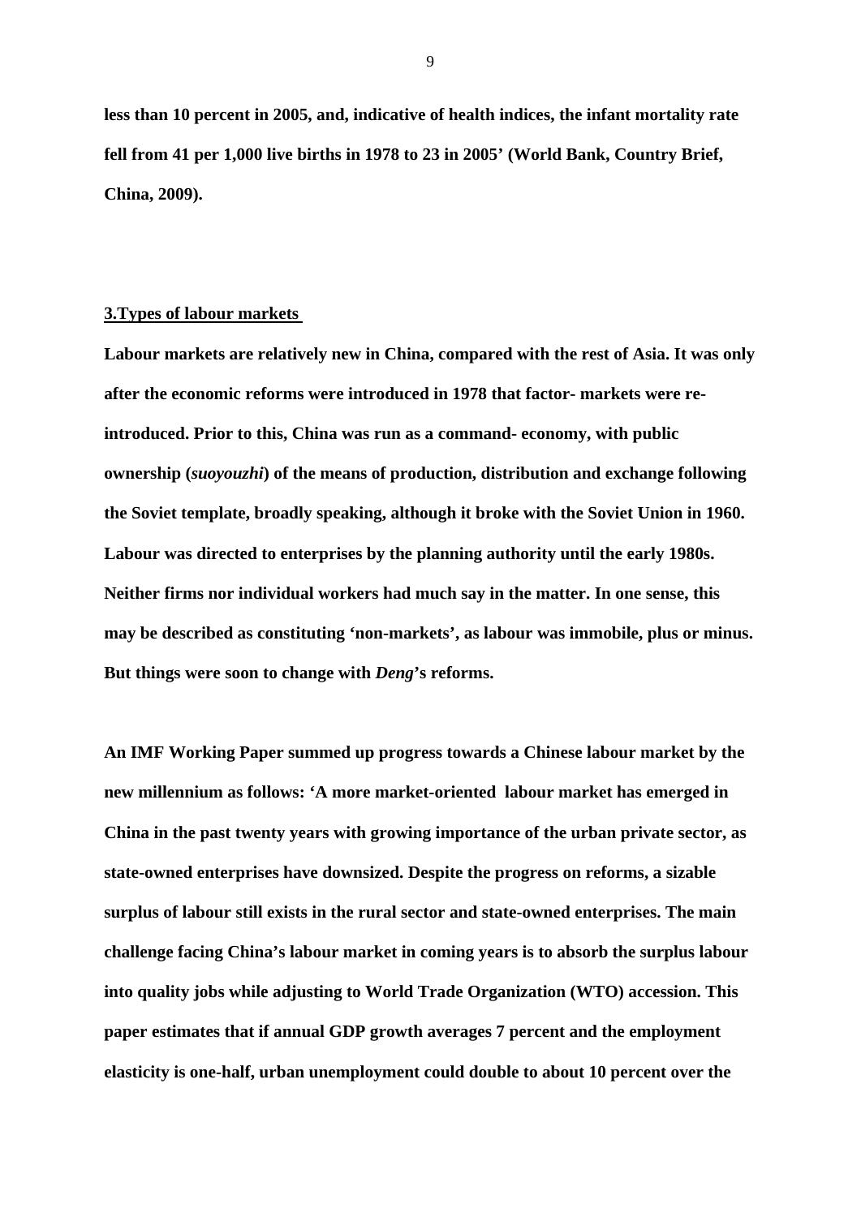**less than 10 percent in 2005, and, indicative of health indices, the infant mortality rate fell from 41 per 1,000 live births in 1978 to 23 in 2005' (World Bank, Country Brief, China, 2009).**

## 3.Types of labour markets

**Labour markets are relatively new in China, compared with the rest of Asia. It was only after the economic reforms were introduced in 1978 that factor- markets were re-introduced. Prior to this, China was run as a command- economy, with public ownership (*suoyouzhi*) of the means of production, distribution and exchange following the Soviet template, broadly speaking, although it broke with the Soviet Union in 1960. Labour was directed to enterprises by the planning authority until the early 1980s. Neither firms nor individual workers had much say in the matter. In one sense, this may be described as constituting 'non-markets', as labour was immobile, plus or minus. But things were soon to change with *Deng*'s reforms.**

**An IMF Working Paper summed up progress towards a Chinese labour market by the new millennium as follows: 'A more market-oriented labour market has emerged in China in the past twenty years with growing importance of the urban private sector, as state-owned enterprises have downsized. Despite the progress on reforms, a sizable surplus of labour still exists in the rural sector and state-owned enterprises. The main challenge facing China's labour market in coming years is to absorb the surplus labour into quality jobs while adjusting to World Trade Organization (WTO) accession. This paper estimates that if annual GDP growth averages 7 percent and the employment elasticity is one-half, urban unemployment could double to about 10 percent over the**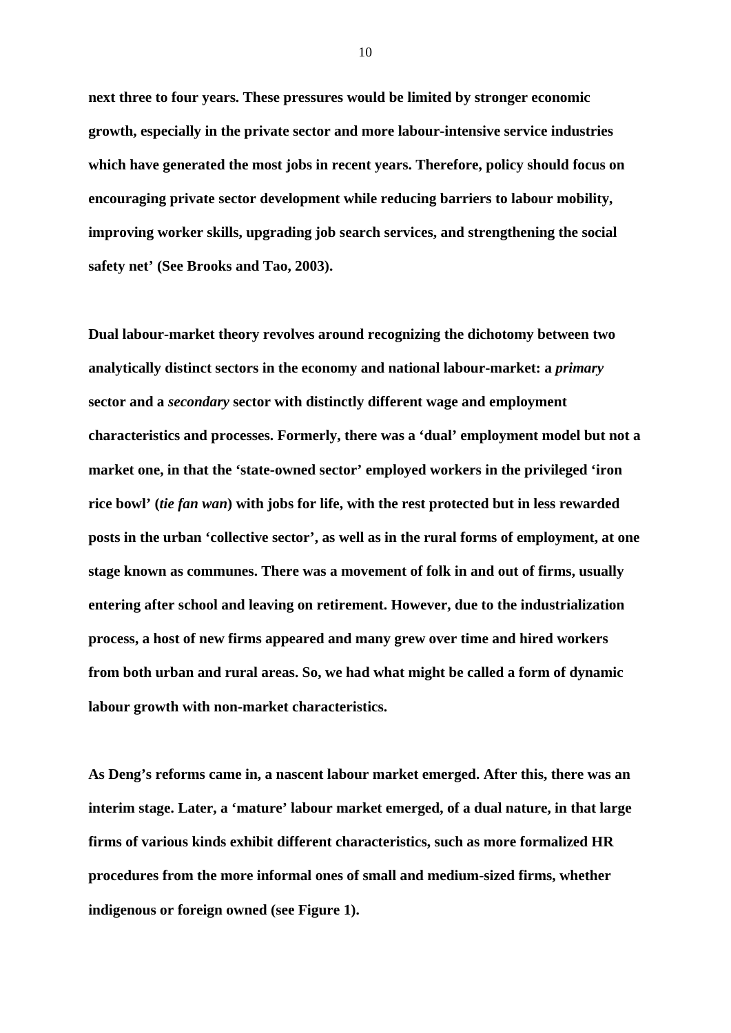**next three to four years. These pressures would be limited by stronger economic growth, especially in the private sector and more labour-intensive service industries which have generated the most jobs in recent years. Therefore, policy should focus on encouraging private sector development while reducing barriers to labour mobility, improving worker skills, upgrading job search services, and strengthening the social safety net' (See Brooks and Tao, 2003).**

**Dual labour-market theory revolves around recognizing the dichotomy between two analytically distinct sectors in the economy and national labour-market: a *primary* sector and a *secondary* sector with distinctly different wage and employment characteristics and processes. Formerly, there was a 'dual' employment model but not a market one, in that the 'state-owned sector' employed workers in the privileged 'iron rice bowl' (*tie fan wan*) with jobs for life, with the rest protected but in less rewarded posts in the urban 'collective sector', as well as in the rural forms of employment, at one stage known as communes. There was a movement of folk in and out of firms, usually entering after school and leaving on retirement. However, due to the industrialization process, a host of new firms appeared and many grew over time and hired workers from both urban and rural areas. So, we had what might be called a form of dynamic labour growth with non-market characteristics.**

**As Deng's reforms came in, a nascent labour market emerged. After this, there was an interim stage. Later, a 'mature' labour market emerged, of a dual nature, in that large firms of various kinds exhibit different characteristics, such as more formalized HR procedures from the more informal ones of small and medium-sized firms, whether indigenous or foreign owned (see Figure 1).**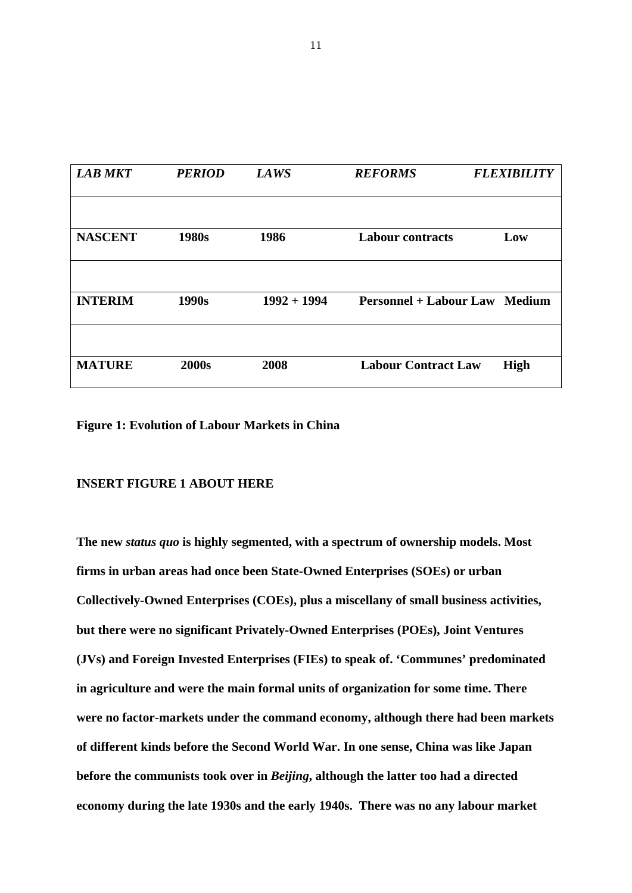| *LAB MKT* | *PERIOD* | *LAWS* | *REFORMS* | *FLEXIBILITY* |
|---|---|---|---|---|
| | | | | |
| **NASCENT** | **1980s** | **1986** | **Labour contracts** | **Low** |
| | | | | |
| **INTERIM** | **1990s** | **1992 + 1994** | **Personnel + Labour Law** | **Medium** |
| | | | | |
| **MATURE** | **2000s** | **2008** | **Labour Contract Law** | **High** |

**Figure 1: Evolution of Labour Markets in China**

**INSERT FIGURE 1 ABOUT HERE**

**The new *status quo* is highly segmented, with a spectrum of ownership models. Most firms in urban areas had once been State-Owned Enterprises (SOEs) or urban Collectively-Owned Enterprises (COEs), plus a miscellany of small business activities, but there were no significant Privately-Owned Enterprises (POEs), Joint Ventures (JVs) and Foreign Invested Enterprises (FIEs) to speak of. 'Communes' predominated in agriculture and were the main formal units of organization for some time. There were no factor-markets under the command economy, although there had been markets of different kinds before the Second World War. In one sense, China was like Japan before the communists took over in *Beijing*, although the latter too had a directed economy during the late 1930s and the early 1940s. There was no any labour market**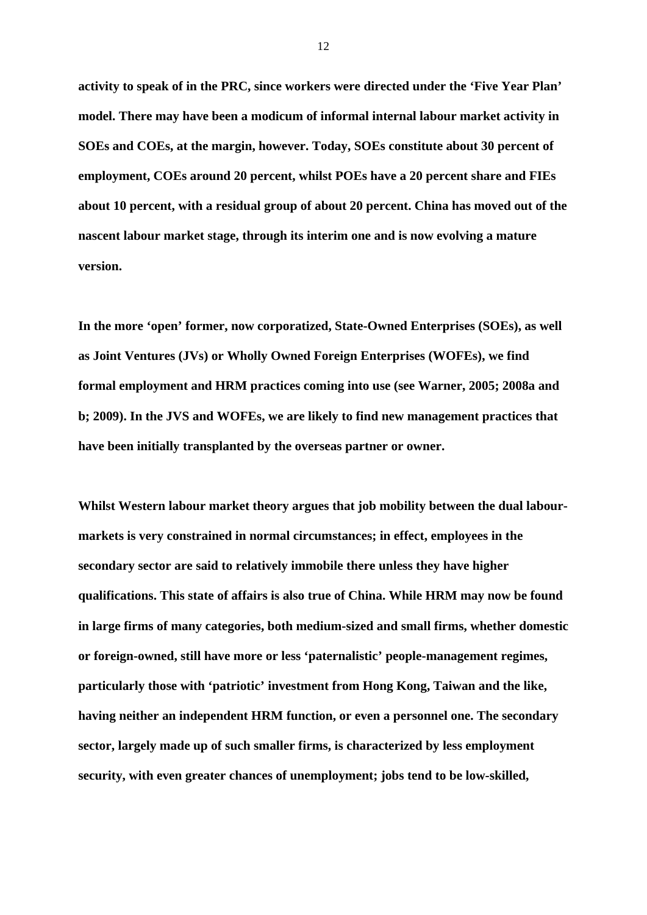**activity to speak of in the PRC, since workers were directed under the 'Five Year Plan' model. There may have been a modicum of informal internal labour market activity in SOEs and COEs, at the margin, however. Today, SOEs constitute about 30 percent of employment, COEs around 20 percent, whilst POEs have a 20 percent share and FIEs about 10 percent, with a residual group of about 20 percent. China has moved out of the nascent labour market stage, through its interim one and is now evolving a mature version.**

**In the more 'open' former, now corporatized, State-Owned Enterprises (SOEs), as well as Joint Ventures (JVs) or Wholly Owned Foreign Enterprises (WOFEs), we find formal employment and HRM practices coming into use (see Warner, 2005; 2008a and b; 2009). In the JVS and WOFEs, we are likely to find new management practices that have been initially transplanted by the overseas partner or owner.**

**Whilst Western labour market theory argues that job mobility between the dual labour-markets is very constrained in normal circumstances; in effect, employees in the secondary sector are said to relatively immobile there unless they have higher qualifications. This state of affairs is also true of China. While HRM may now be found in large firms of many categories, both medium-sized and small firms, whether domestic or foreign-owned, still have more or less 'paternalistic' people-management regimes, particularly those with 'patriotic' investment from Hong Kong, Taiwan and the like, having neither an independent HRM function, or even a personnel one. The secondary sector, largely made up of such smaller firms, is characterized by less employment security, with even greater chances of unemployment; jobs tend to be low-skilled,**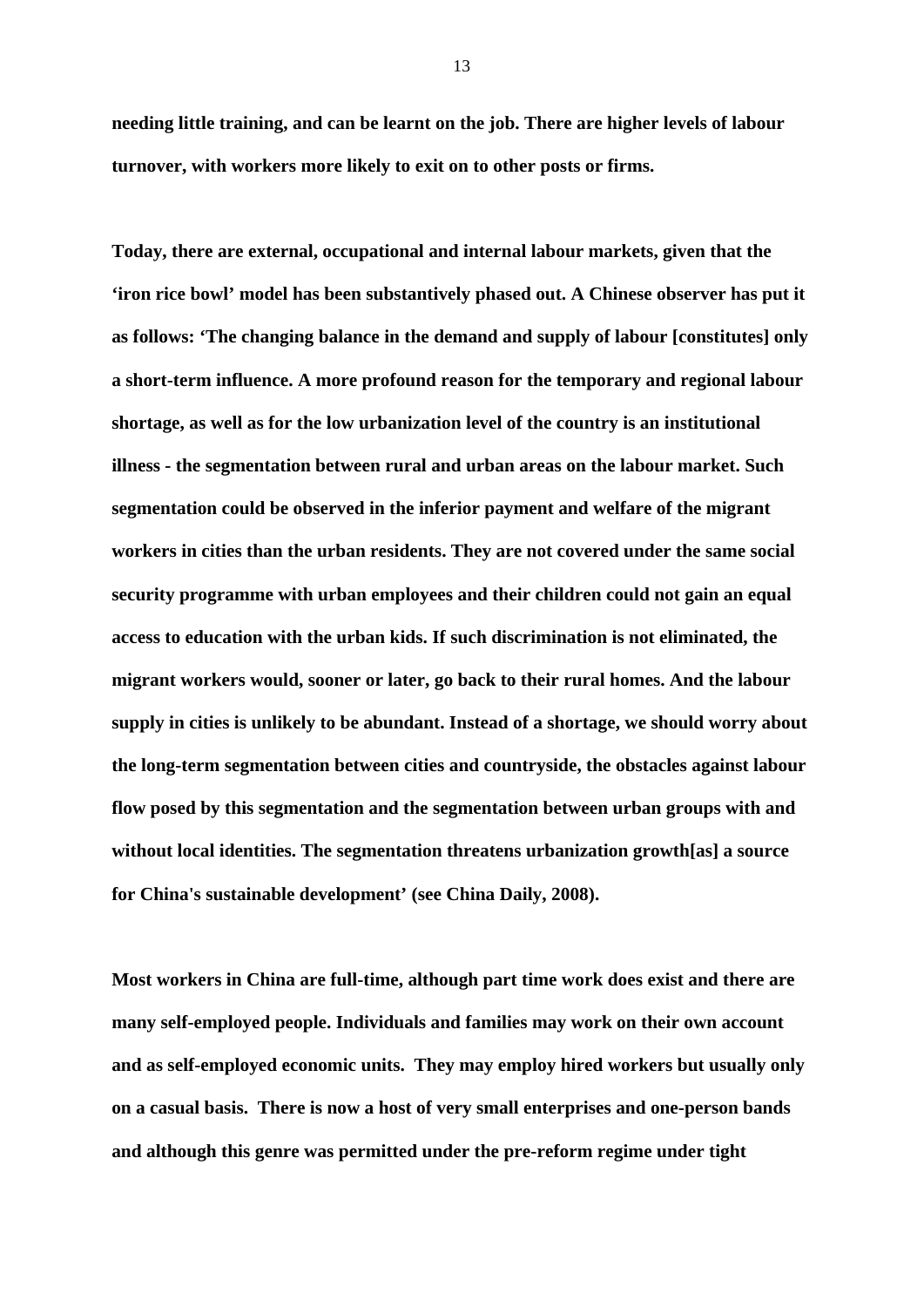**needing little training, and can be learnt on the job. There are higher levels of labour turnover, with workers more likely to exit on to other posts or firms.**

**Today, there are external, occupational and internal labour markets, given that the 'iron rice bowl' model has been substantively phased out. A Chinese observer has put it as follows: 'The changing balance in the demand and supply of labour [constitutes] only a short-term influence. A more profound reason for the temporary and regional labour shortage, as well as for the low urbanization level of the country is an institutional illness - the segmentation between rural and urban areas on the labour market. Such segmentation could be observed in the inferior payment and welfare of the migrant workers in cities than the urban residents. They are not covered under the same social security programme with urban employees and their children could not gain an equal access to education with the urban kids. If such discrimination is not eliminated, the migrant workers would, sooner or later, go back to their rural homes. And the labour supply in cities is unlikely to be abundant. Instead of a shortage, we should worry about the long-term segmentation between cities and countryside, the obstacles against labour flow posed by this segmentation and the segmentation between urban groups with and without local identities. The segmentation threatens urbanization growth[as] a source for China's sustainable development' (see China Daily, 2008).**

**Most workers in China are full-time, although part time work does exist and there are many self-employed people. Individuals and families may work on their own account and as self-employed economic units. They may employ hired workers but usually only on a casual basis. There is now a host of very small enterprises and one-person bands and although this genre was permitted under the pre-reform regime under tight**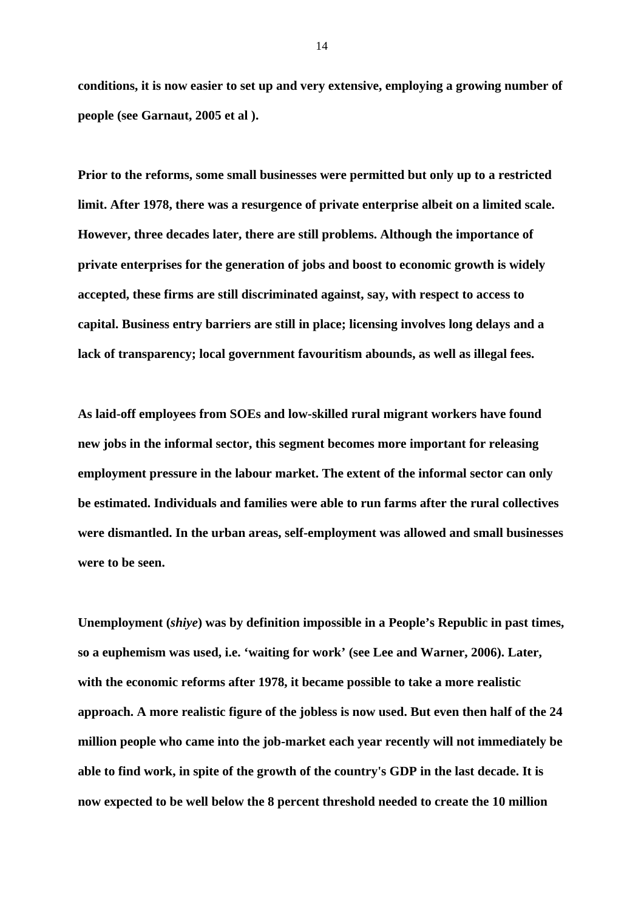**conditions, it is now easier to set up and very extensive, employing a growing number of people (see Garnaut, 2005 et al ).**

**Prior to the reforms, some small businesses were permitted but only up to a restricted limit. After 1978, there was a resurgence of private enterprise albeit on a limited scale. However, three decades later, there are still problems. Although the importance of private enterprises for the generation of jobs and boost to economic growth is widely accepted, these firms are still discriminated against, say, with respect to access to capital. Business entry barriers are still in place; licensing involves long delays and a lack of transparency; local government favouritism abounds, as well as illegal fees.**

**As laid-off employees from SOEs and low-skilled rural migrant workers have found new jobs in the informal sector, this segment becomes more important for releasing employment pressure in the labour market. The extent of the informal sector can only be estimated. Individuals and families were able to run farms after the rural collectives were dismantled. In the urban areas, self-employment was allowed and small businesses were to be seen.**

**Unemployment (*shiye*) was by definition impossible in a People's Republic in past times, so a euphemism was used, i.e. 'waiting for work' (see Lee and Warner, 2006). Later, with the economic reforms after 1978, it became possible to take a more realistic approach. A more realistic figure of the jobless is now used. But even then half of the 24 million people who came into the job-market each year recently will not immediately be able to find work, in spite of the growth of the country's GDP in the last decade. It is now expected to be well below the 8 percent threshold needed to create the 10 million**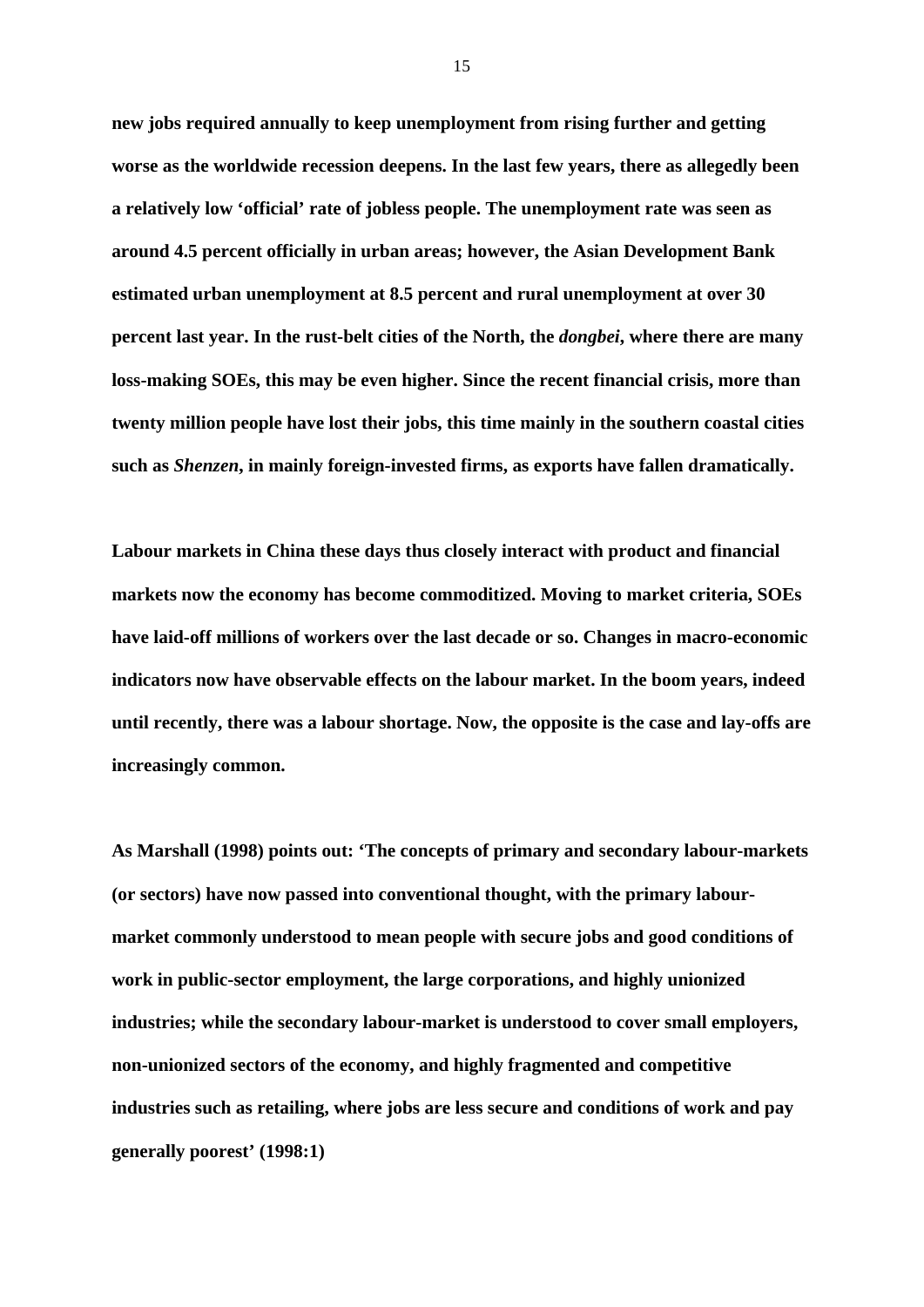**new jobs required annually to keep unemployment from rising further and getting worse as the worldwide recession deepens. In the last few years, there as allegedly been a relatively low 'official' rate of jobless people. The unemployment rate was seen as around 4.5 percent officially in urban areas; however, the Asian Development Bank estimated urban unemployment at 8.5 percent and rural unemployment at over 30 percent last year. In the rust-belt cities of the North, the *dongbei*, where there are many loss-making SOEs, this may be even higher. Since the recent financial crisis, more than twenty million people have lost their jobs, this time mainly in the southern coastal cities such as *Shenzen*, in mainly foreign-invested firms, as exports have fallen dramatically.**

**Labour markets in China these days thus closely interact with product and financial markets now the economy has become commoditized. Moving to market criteria, SOEs have laid-off millions of workers over the last decade or so. Changes in macro-economic indicators now have observable effects on the labour market. In the boom years, indeed until recently, there was a labour shortage. Now, the opposite is the case and lay-offs are increasingly common.**

**As Marshall (1998) points out: 'The concepts of primary and secondary labour-markets (or sectors) have now passed into conventional thought, with the primary labour-market commonly understood to mean people with secure jobs and good conditions of work in public-sector employment, the large corporations, and highly unionized industries; while the secondary labour-market is understood to cover small employers, non-unionized sectors of the economy, and highly fragmented and competitive industries such as retailing, where jobs are less secure and conditions of work and pay generally poorest' (1998:1)**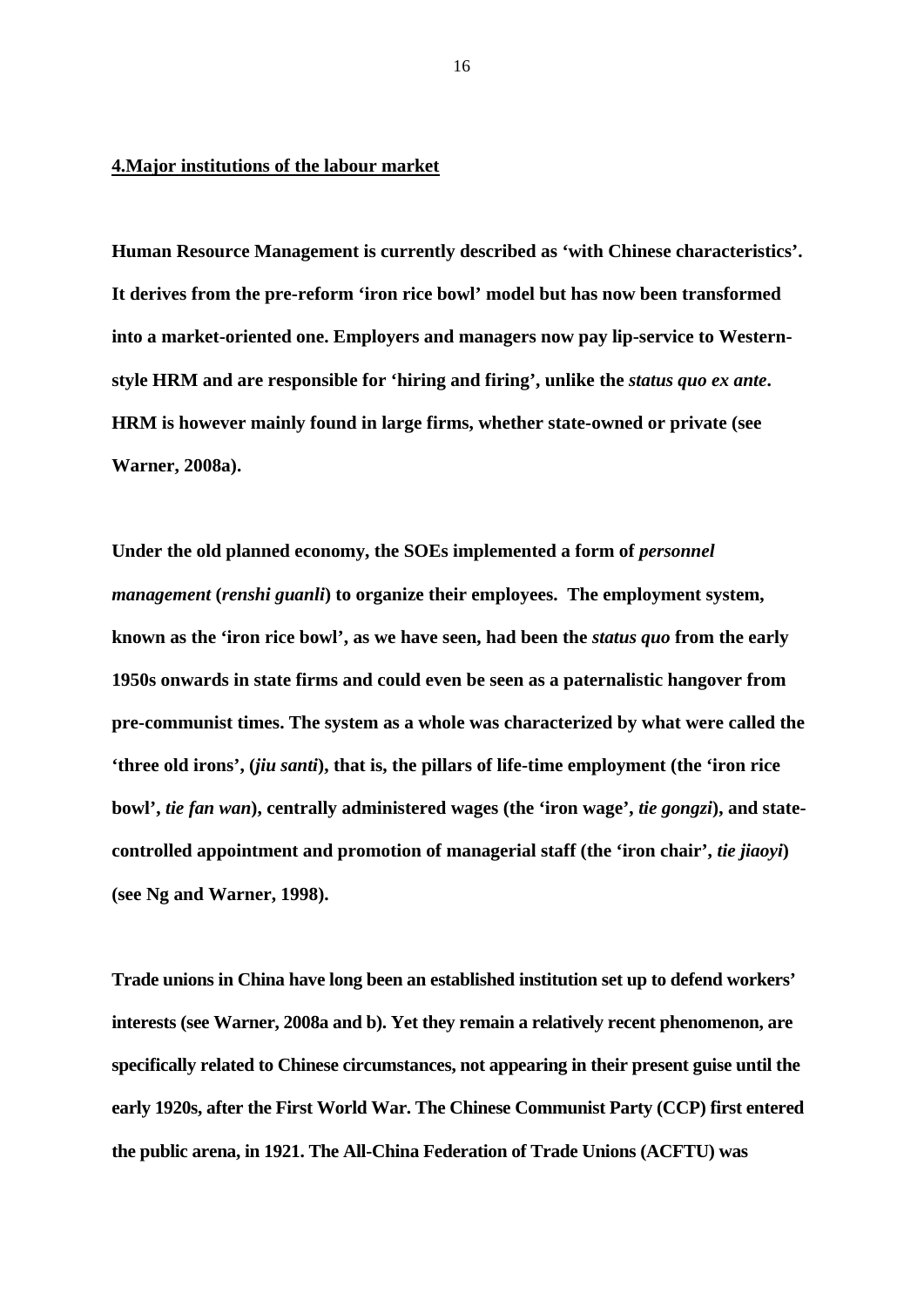## 4.Major institutions of the labour market

**Human Resource Management is currently described as 'with Chinese characteristics'. It derives from the pre-reform 'iron rice bowl' model but has now been transformed into a market-oriented one. Employers and managers now pay lip-service to Western-style HRM and are responsible for 'hiring and firing', unlike the *status quo ex ante*. HRM is however mainly found in large firms, whether state-owned or private (see Warner, 2008a).**

**Under the old planned economy, the SOEs implemented a form of *personnel management* (*renshi guanli*) to organize their employees. The employment system, known as the 'iron rice bowl', as we have seen, had been the *status quo* from the early 1950s onwards in state firms and could even be seen as a paternalistic hangover from pre-communist times. The system as a whole was characterized by what were called the 'three old irons', (*jiu santi*), that is, the pillars of life-time employment (the 'iron rice bowl', *tie fan wan*), centrally administered wages (the 'iron wage', *tie gongzi*), and state-controlled appointment and promotion of managerial staff (the 'iron chair', *tie jiaoyi*) (see Ng and Warner, 1998).**

**Trade unions in China have long been an established institution set up to defend workers' interests (see Warner, 2008a and b). Yet they remain a relatively recent phenomenon, are specifically related to Chinese circumstances, not appearing in their present guise until the early 1920s, after the First World War. The Chinese Communist Party (CCP) first entered the public arena, in 1921. The All-China Federation of Trade Unions (ACFTU) was**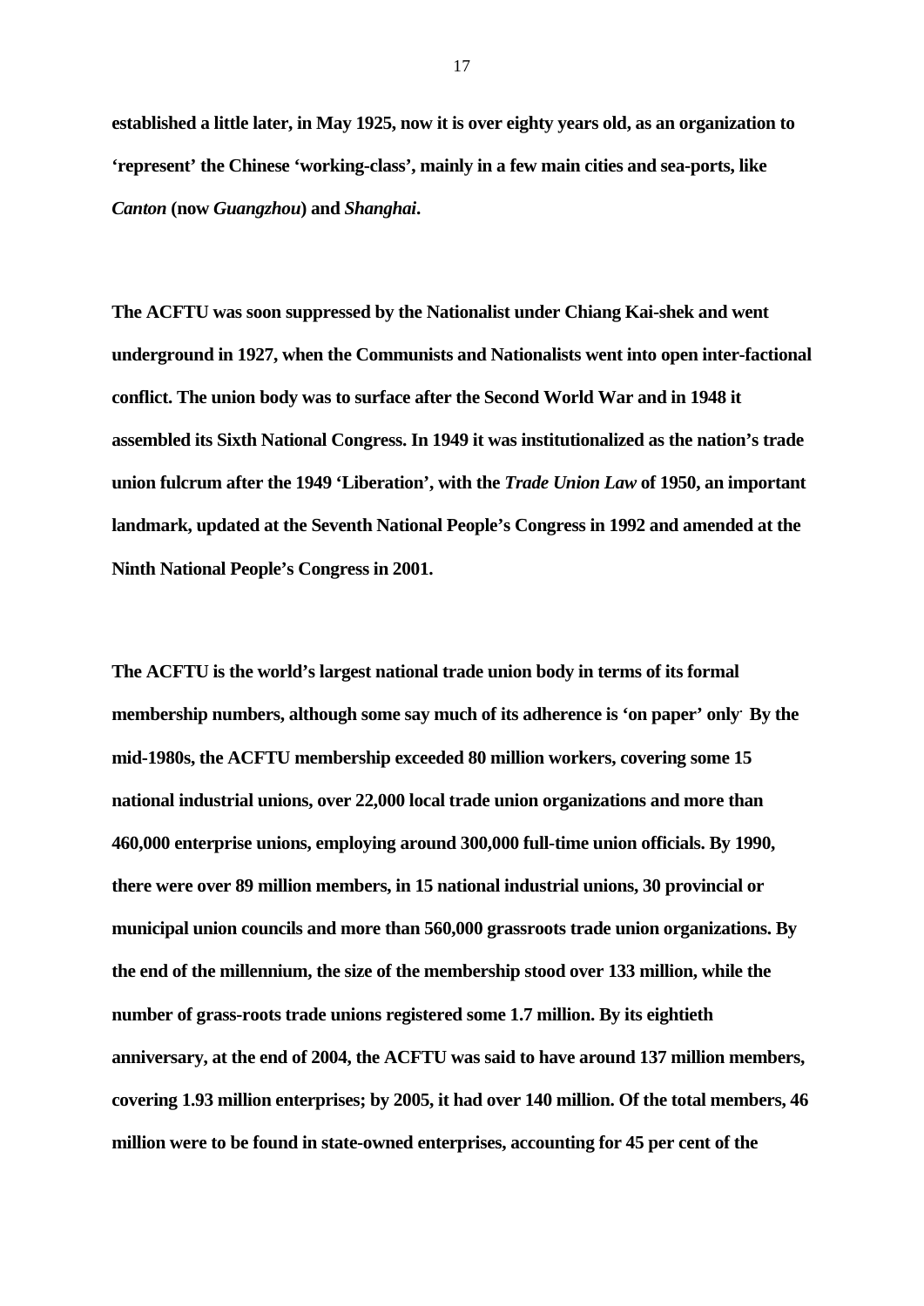**established a little later, in May 1925, now it is over eighty years old, as an organization to 'represent' the Chinese 'working-class', mainly in a few main cities and sea-ports, like *Canton* (now *Guangzhou*) and *Shanghai*.**

**The ACFTU was soon suppressed by the Nationalist under Chiang Kai-shek and went underground in 1927, when the Communists and Nationalists went into open inter-factional conflict. The union body was to surface after the Second World War and in 1948 it assembled its Sixth National Congress. In 1949 it was institutionalized as the nation's trade union fulcrum after the 1949 'Liberation', with the *Trade Union Law* of 1950, an important landmark, updated at the Seventh National People's Congress in 1992 and amended at the Ninth National People's Congress in 2001.**

**The ACFTU is the world's largest national trade union body in terms of its formal membership numbers, although some say much of its adherence is 'on paper' only. By the mid-1980s, the ACFTU membership exceeded 80 million workers, covering some 15 national industrial unions, over 22,000 local trade union organizations and more than 460,000 enterprise unions, employing around 300,000 full-time union officials. By 1990, there were over 89 million members, in 15 national industrial unions, 30 provincial or municipal union councils and more than 560,000 grassroots trade union organizations. By the end of the millennium, the size of the membership stood over 133 million, while the number of grass-roots trade unions registered some 1.7 million. By its eightieth anniversary, at the end of 2004, the ACFTU was said to have around 137 million members, covering 1.93 million enterprises; by 2005, it had over 140 million. Of the total members, 46 million were to be found in state-owned enterprises, accounting for 45 per cent of the**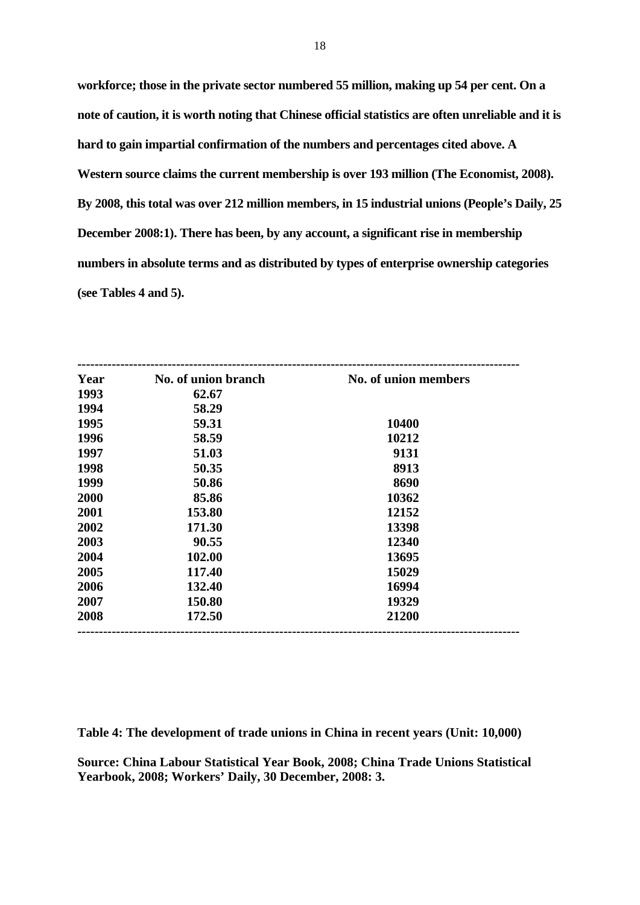**workforce; those in the private sector numbered 55 million, making up 54 per cent. On a note of caution, it is worth noting that Chinese official statistics are often unreliable and it is hard to gain impartial confirmation of the numbers and percentages cited above. A Western source claims the current membership is over 193 million (The Economist, 2008). By 2008, this total was over 212 million members, in 15 industrial unions (People's Daily, 25 December 2008:1). There has been, by any account, a significant rise in membership numbers in absolute terms and as distributed by types of enterprise ownership categories (see Tables 4 and 5).**

| Year | No. of union branch | No. of union members |
|---|---|---|
| 1993 | 62.67 | |
| 1994 | 58.29 | |
| 1995 | 59.31 | 10400 |
| 1996 | 58.59 | 10212 |
| 1997 | 51.03 | 9131 |
| 1998 | 50.35 | 8913 |
| 1999 | 50.86 | 8690 |
| 2000 | 85.86 | 10362 |
| 2001 | 153.80 | 12152 |
| 2002 | 171.30 | 13398 |
| 2003 | 90.55 | 12340 |
| 2004 | 102.00 | 13695 |
| 2005 | 117.40 | 15029 |
| 2006 | 132.40 | 16994 |
| 2007 | 150.80 | 19329 |
| 2008 | 172.50 | 21200 |

**Table 4: The development of trade unions in China in recent years (Unit: 10,000)**

**Source: China Labour Statistical Year Book, 2008; China Trade Unions Statistical Yearbook, 2008; Workers' Daily, 30 December, 2008: 3.**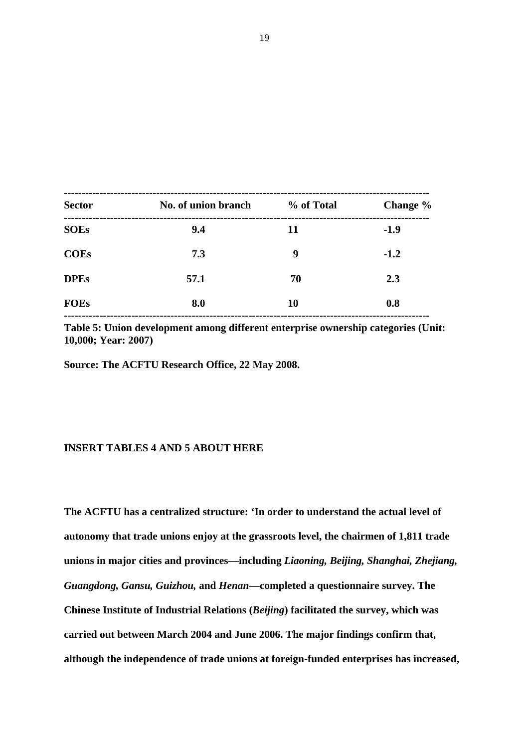| **Sector** | **No. of union branch** | **% of Total** | **Change %** |
|---|---|---|---|
| **SOEs** | **9.4** | **11** | **-1.9** |
| **COEs** | **7.3** | **9** | **-1.2** |
| **DPEs** | **57.1** | **70** | **2.3** |
| **FOEs** | **8.0** | **10** | **0.8** |

**Table 5: Union development among different enterprise ownership categories (Unit: 10,000; Year: 2007)**

**Source: The ACFTU Research Office, 22 May 2008.**

**INSERT TABLES 4 AND 5 ABOUT HERE**

**The ACFTU has a centralized structure: 'In order to understand the actual level of autonomy that trade unions enjoy at the grassroots level, the chairmen of 1,811 trade unions in major cities and provinces—including *Liaoning, Beijing, Shanghai, Zhejiang, Guangdong, Gansu, Guizhou,* and *Henan*—completed a questionnaire survey. The Chinese Institute of Industrial Relations (*Beijing*) facilitated the survey, which was carried out between March 2004 and June 2006. The major findings confirm that, although the independence of trade unions at foreign-funded enterprises has increased,**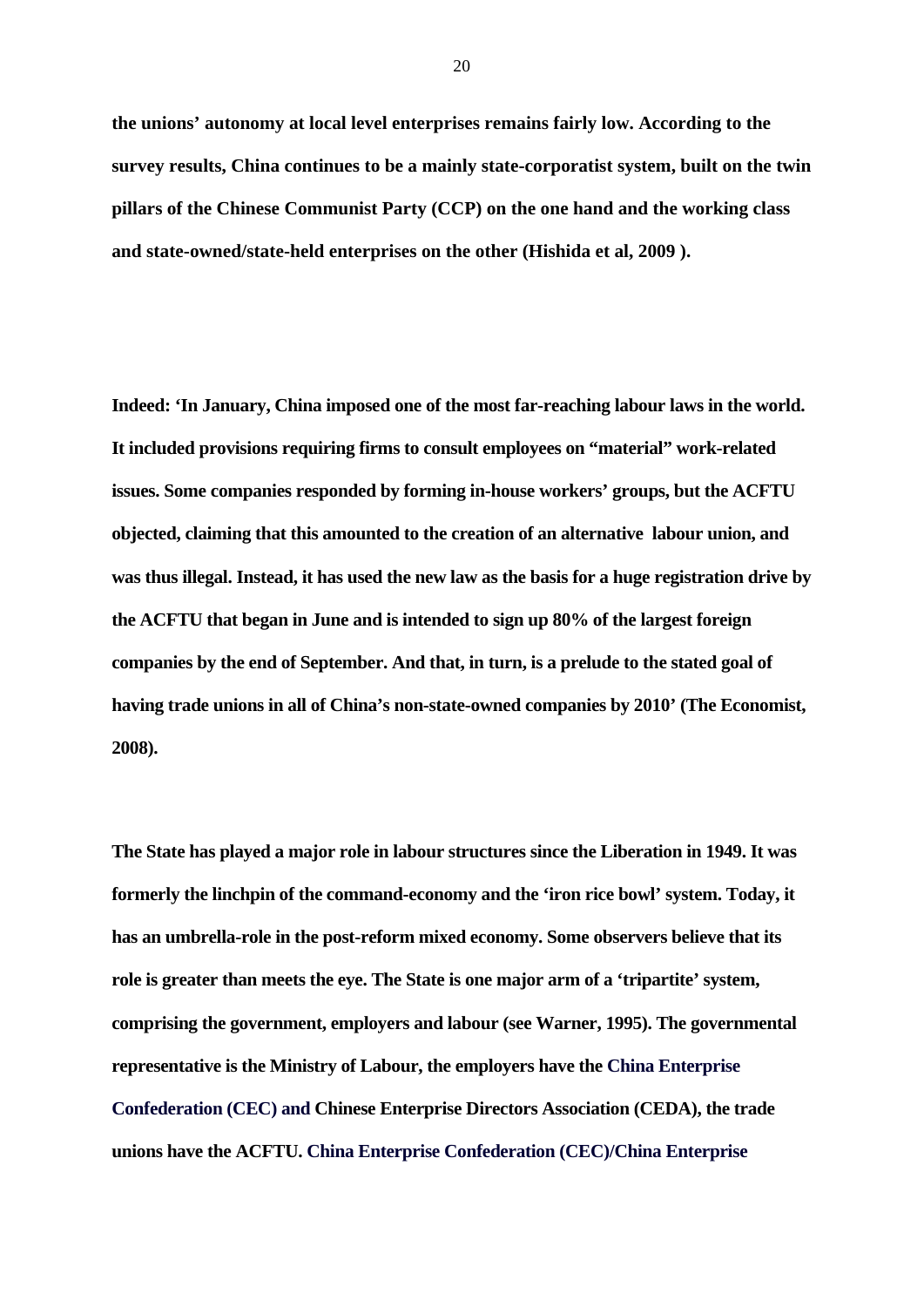**the unions' autonomy at local level enterprises remains fairly low. According to the survey results, China continues to be a mainly state-corporatist system, built on the twin pillars of the Chinese Communist Party (CCP) on the one hand and the working class and state-owned/state-held enterprises on the other (Hishida et al, 2009 ).**

**Indeed: 'In January, China imposed one of the most far-reaching labour laws in the world. It included provisions requiring firms to consult employees on "material" work-related issues. Some companies responded by forming in-house workers' groups, but the ACFTU objected, claiming that this amounted to the creation of an alternative labour union, and was thus illegal. Instead, it has used the new law as the basis for a huge registration drive by the ACFTU that began in June and is intended to sign up 80% of the largest foreign companies by the end of September. And that, in turn, is a prelude to the stated goal of having trade unions in all of China's non-state-owned companies by 2010' (The Economist, 2008).**

**The State has played a major role in labour structures since the Liberation in 1949. It was formerly the linchpin of the command-economy and the 'iron rice bowl' system. Today, it has an umbrella-role in the post-reform mixed economy. Some observers believe that its role is greater than meets the eye. The State is one major arm of a 'tripartite' system, comprising the government, employers and labour (see Warner, 1995). The governmental representative is the Ministry of Labour, the employers have the China Enterprise Confederation (CEC) and Chinese Enterprise Directors Association (CEDA), the trade unions have the ACFTU. China Enterprise Confederation (CEC)/China Enterprise**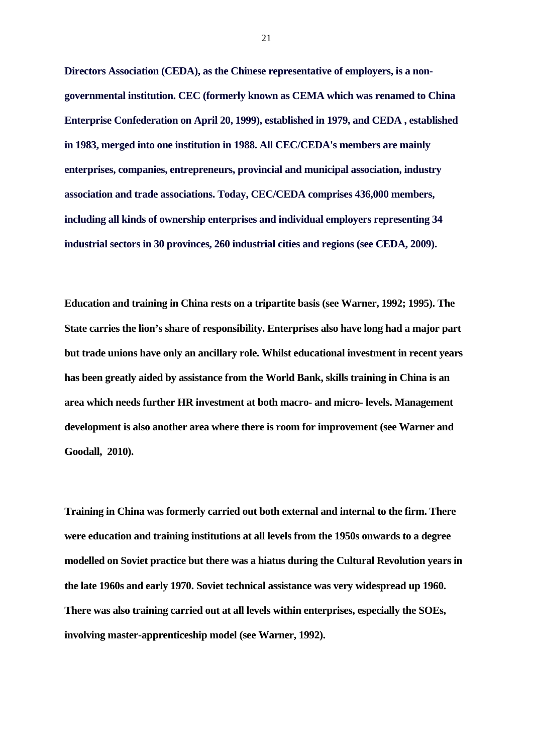Directors Association (CEDA), as the Chinese representative of employers, is a non-governmental institution. CEC (formerly known as CEMA which was renamed to China Enterprise Confederation on April 20, 1999), established in 1979, and CEDA , established in 1983, merged into one institution in 1988. All CEC/CEDA's members are mainly enterprises, companies, entrepreneurs, provincial and municipal association, industry association and trade associations. Today, CEC/CEDA comprises 436,000 members, including all kinds of ownership enterprises and individual employers representing 34 industrial sectors in 30 provinces, 260 industrial cities and regions (see CEDA, 2009).

Education and training in China rests on a tripartite basis (see Warner, 1992; 1995). The State carries the lion's share of responsibility. Enterprises also have long had a major part but trade unions have only an ancillary role. Whilst educational investment in recent years has been greatly aided by assistance from the World Bank, skills training in China is an area which needs further HR investment at both macro- and micro- levels. Management development is also another area where there is room for improvement (see Warner and Goodall, 2010).

Training in China was formerly carried out both external and internal to the firm. There were education and training institutions at all levels from the 1950s onwards to a degree modelled on Soviet practice but there was a hiatus during the Cultural Revolution years in the late 1960s and early 1970. Soviet technical assistance was very widespread up 1960. There was also training carried out at all levels within enterprises, especially the SOEs, involving master-apprenticeship model (see Warner, 1992).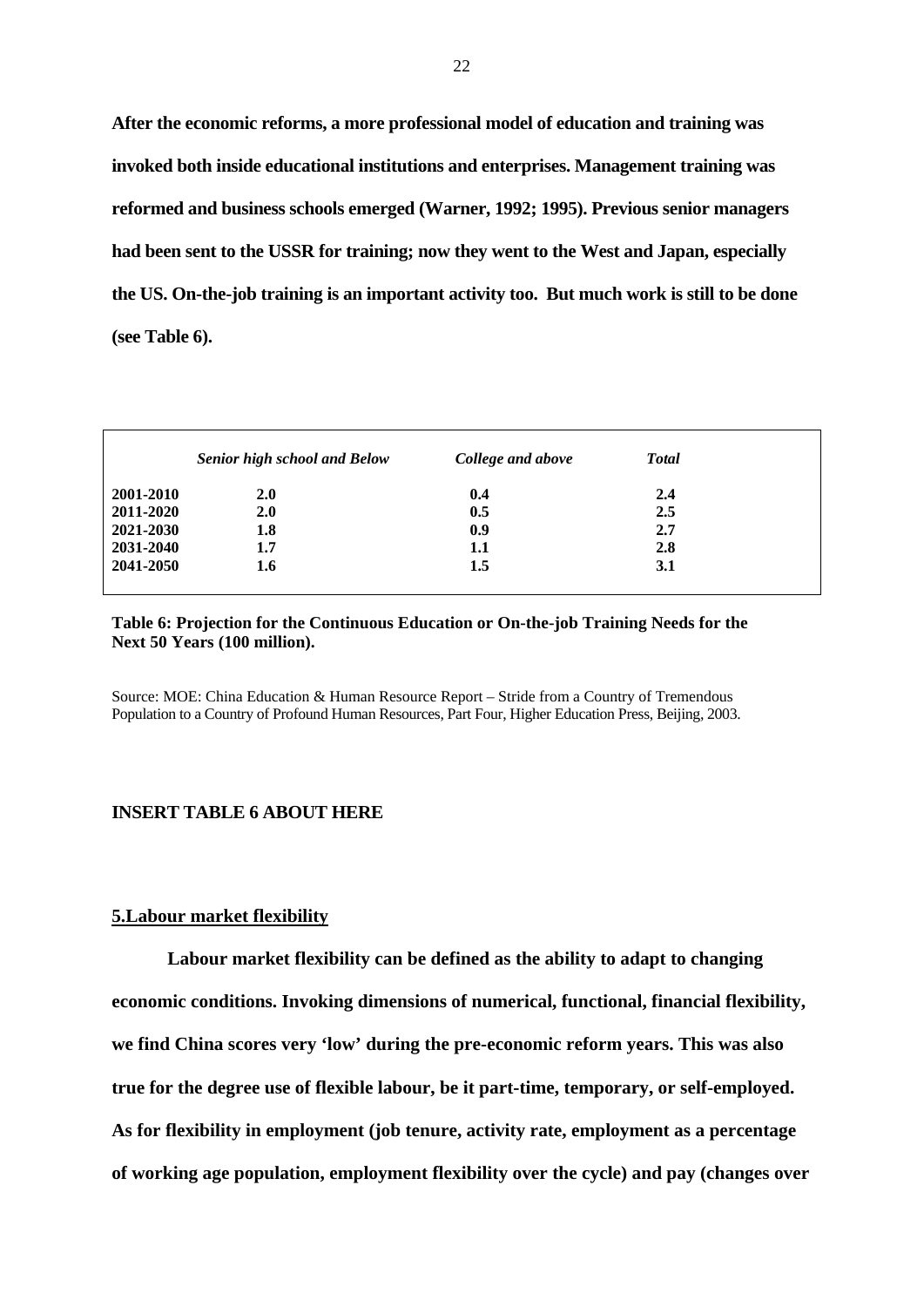**After the economic reforms, a more professional model of education and training was invoked both inside educational institutions and enterprises. Management training was reformed and business schools emerged (Warner, 1992; 1995). Previous senior managers had been sent to the USSR for training; now they went to the West and Japan, especially the US. On-the-job training is an important activity too. But much work is still to be done (see Table 6).**

| | *Senior high school and Below* | *College and above* | *Total* |
|---|---|---|---|
| **2001-2010** | **2.0** | **0.4** | **2.4** |
| **2011-2020** | **2.0** | **0.5** | **2.5** |
| **2021-2030** | **1.8** | **0.9** | **2.7** |
| **2031-2040** | **1.7** | **1.1** | **2.8** |
| **2041-2050** | **1.6** | **1.5** | **3.1** |

**Table 6: Projection for the Continuous Education or On-the-job Training Needs for the Next 50 Years (100 million).**

Source: MOE: China Education & Human Resource Report – Stride from a Country of Tremendous Population to a Country of Profound Human Resources, Part Four, Higher Education Press, Beijing, 2003.

**INSERT TABLE 6 ABOUT HERE**

## 5.Labour market flexibility

**Labour market flexibility can be defined as the ability to adapt to changing economic conditions. Invoking dimensions of numerical, functional, financial flexibility, we find China scores very 'low' during the pre-economic reform years. This was also true for the degree use of flexible labour, be it part-time, temporary, or self-employed. As for flexibility in employment (job tenure, activity rate, employment as a percentage of working age population, employment flexibility over the cycle) and pay (changes over**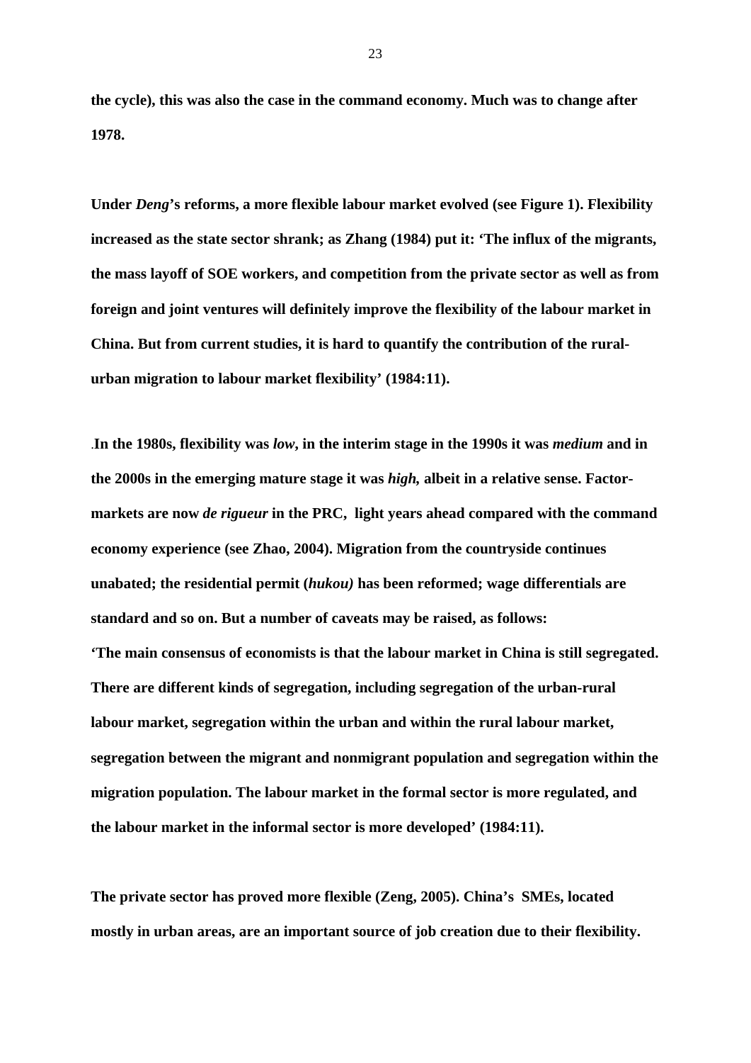**the cycle), this was also the case in the command economy. Much was to change after 1978.**

**Under *Deng*'s reforms, a more flexible labour market evolved (see Figure 1). Flexibility increased as the state sector shrank; as Zhang (1984) put it: 'The influx of the migrants, the mass layoff of SOE workers, and competition from the private sector as well as from foreign and joint ventures will definitely improve the flexibility of the labour market in China. But from current studies, it is hard to quantify the contribution of the rural-urban migration to labour market flexibility' (1984:11).**

.**In the 1980s, flexibility was *low*, in the interim stage in the 1990s it was *medium* and in the 2000s in the emerging mature stage it was *high,* albeit in a relative sense. Factor-markets are now *de rigueur* in the PRC, light years ahead compared with the command economy experience (see Zhao, 2004). Migration from the countryside continues unabated; the residential permit (*hukou)* has been reformed; wage differentials are standard and so on. But a number of caveats may be raised, as follows:**
**'The main consensus of economists is that the labour market in China is still segregated. There are different kinds of segregation, including segregation of the urban-rural labour market, segregation within the urban and within the rural labour market, segregation between the migrant and nonmigrant population and segregation within the migration population. The labour market in the formal sector is more regulated, and the labour market in the informal sector is more developed' (1984:11).**

**The private sector has proved more flexible (Zeng, 2005). China's SMEs, located mostly in urban areas, are an important source of job creation due to their flexibility.**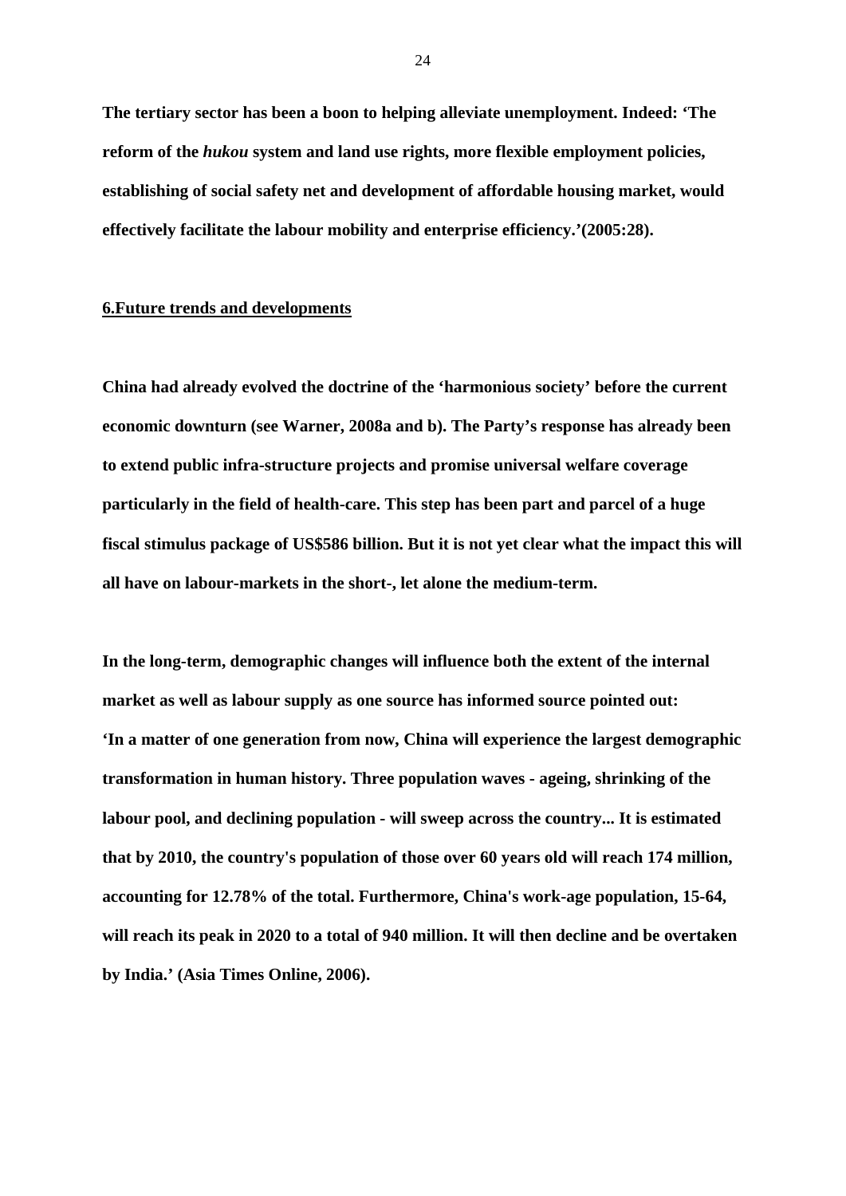**The tertiary sector has been a boon to helping alleviate unemployment. Indeed: 'The reform of the *hukou* system and land use rights, more flexible employment policies, establishing of social safety net and development of affordable housing market, would effectively facilitate the labour mobility and enterprise efficiency.'(2005:28).**

## 6.Future trends and developments

**China had already evolved the doctrine of the 'harmonious society' before the current economic downturn (see Warner, 2008a and b). The Party's response has already been to extend public infra-structure projects and promise universal welfare coverage particularly in the field of health-care. This step has been part and parcel of a huge fiscal stimulus package of US$586 billion. But it is not yet clear what the impact this will all have on labour-markets in the short-, let alone the medium-term.**

**In the long-term, demographic changes will influence both the extent of the internal market as well as labour supply as one source has informed source pointed out: 'In a matter of one generation from now, China will experience the largest demographic transformation in human history. Three population waves - ageing, shrinking of the labour pool, and declining population - will sweep across the country... It is estimated that by 2010, the country's population of those over 60 years old will reach 174 million, accounting for 12.78% of the total. Furthermore, China's work-age population, 15-64, will reach its peak in 2020 to a total of 940 million. It will then decline and be overtaken by India.' (Asia Times Online, 2006).**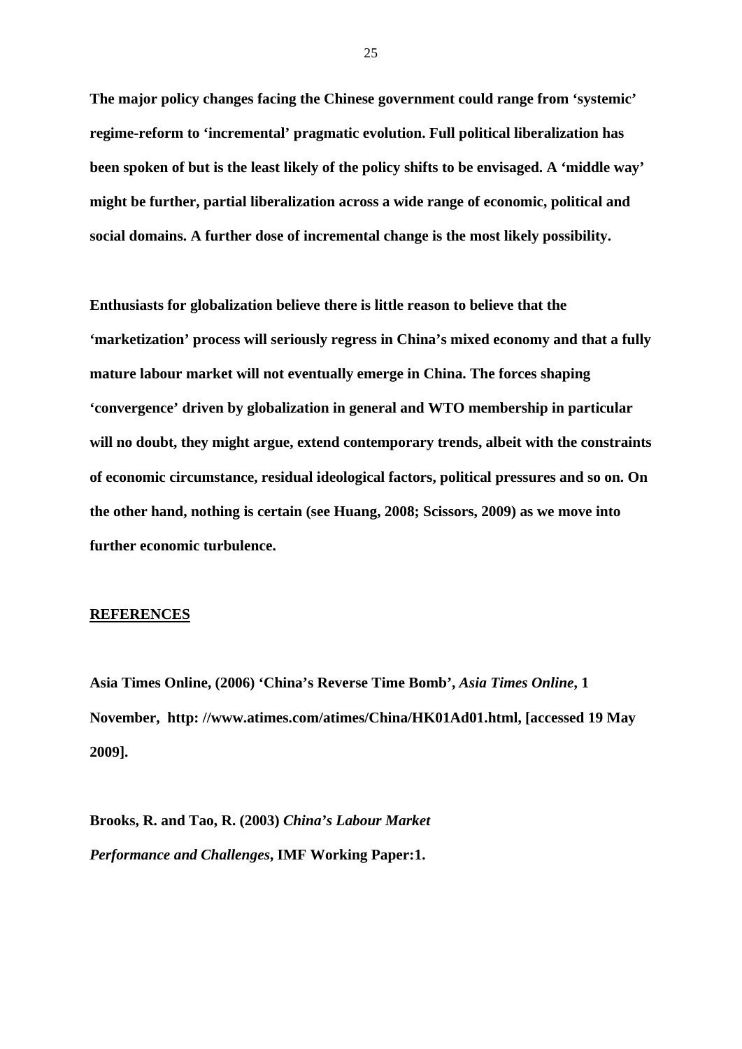**The major policy changes facing the Chinese government could range from 'systemic' regime-reform to 'incremental' pragmatic evolution. Full political liberalization has been spoken of but is the least likely of the policy shifts to be envisaged. A 'middle way' might be further, partial liberalization across a wide range of economic, political and social domains. A further dose of incremental change is the most likely possibility.**

**Enthusiasts for globalization believe there is little reason to believe that the 'marketization' process will seriously regress in China's mixed economy and that a fully mature labour market will not eventually emerge in China. The forces shaping 'convergence' driven by globalization in general and WTO membership in particular will no doubt, they might argue, extend contemporary trends, albeit with the constraints of economic circumstance, residual ideological factors, political pressures and so on. On the other hand, nothing is certain (see Huang, 2008; Scissors, 2009) as we move into further economic turbulence.**

## REFERENCES

**Asia Times Online, (2006) 'China's Reverse Time Bomb', *Asia Times Online*, 1 November, http: //www.atimes.com/atimes/China/HK01Ad01.html, [accessed 19 May 2009].**

**Brooks, R. and Tao, R. (2003) *China's Labour Market Performance and Challenges*, IMF Working Paper:1.**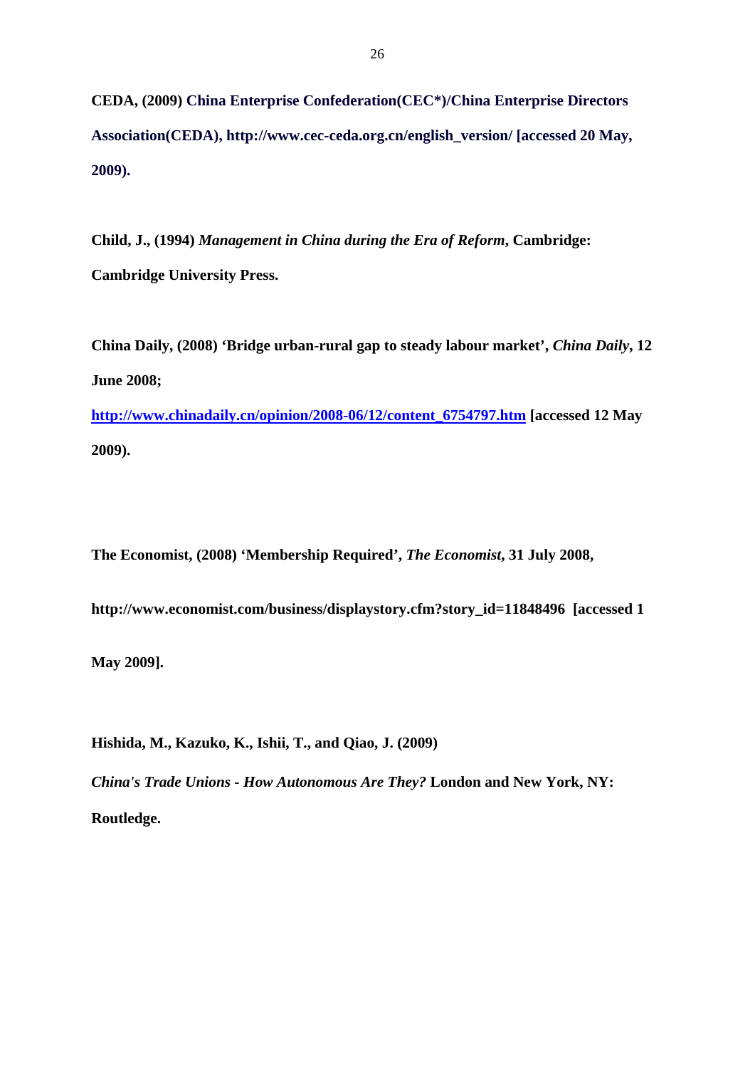**CEDA, (2009) China Enterprise Confederation(CEC*)/China Enterprise Directors Association(CEDA), http://www.cec-ceda.org.cn/english_version/ [accessed 20 May, 2009).**

**Child, J., (1994) *Management in China during the Era of Reform*, Cambridge: Cambridge University Press.**

**China Daily, (2008) 'Bridge urban-rural gap to steady labour market', *China Daily*, 12 June 2008; [http://www.chinadaily.cn/opinion/2008-06/12/content_6754797.htm](http://www.chinadaily.cn/opinion/2008-06/12/content_6754797.htm) [accessed 12 May 2009).**

**The Economist, (2008) 'Membership Required', *The Economist*, 31 July 2008, http://www.economist.com/business/displaystory.cfm?story_id=11848496 [accessed 1 May 2009].**

**Hishida, M., Kazuko, K., Ishii, T., and Qiao, J. (2009) *China's Trade Unions - How Autonomous Are They?* London and New York, NY: Routledge.**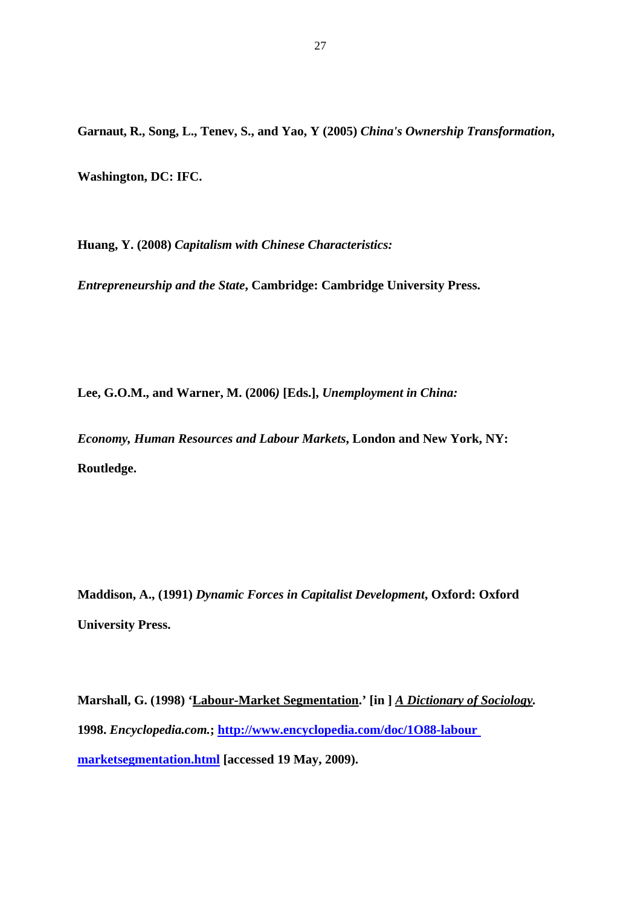**Garnaut, R., Song, L., Tenev, S., and Yao, Y (2005)** ***China's Ownership Transformation*****, Washington, DC: IFC.**

**Huang, Y. (2008)** ***Capitalism with Chinese Characteristics: Entrepreneurship and the State*****, Cambridge: Cambridge University Press.**

**Lee, G.O.M., and Warner, M. (2006) [Eds.],** ***Unemployment in China: Economy, Human Resources and Labour Markets*****, London and New York, NY: Routledge.**

**Maddison, A., (1991)** ***Dynamic Forces in Capitalist Development*****, Oxford: Oxford University Press.**

**Marshall, G. (1998) '<u>Labour-Market Segmentation</u>.' [in ]** ***<u>A Dictionary of Sociology</u>*****. 1998.** ***Encyclopedia.com.*****; [http://www.encyclopedia.com/doc/1O88-labour marketsegmentation.html](http://www.encyclopedia.com/doc/1O88-labourmarketsegmentation.html) [accessed 19 May, 2009).**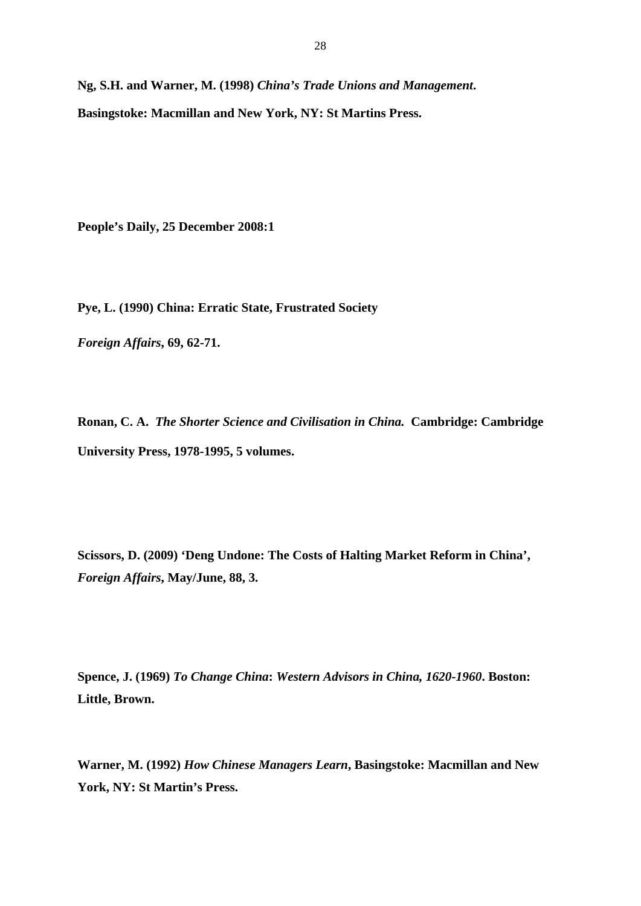**Ng, S.H. and Warner, M. (1998)** ***China's Trade Unions and Management*. Basingstoke: Macmillan and New York, NY: St Martins Press.**

**People's Daily, 25 December 2008:1**

**Pye, L. (1990) China: Erratic State, Frustrated Society**
***Foreign Affairs*, 69, 62-71.**

**Ronan, C. A.** ***The Shorter Science and Civilisation in China.*** **Cambridge: Cambridge University Press, 1978-1995, 5 volumes.**

**Scissors, D. (2009) 'Deng Undone: The Costs of Halting Market Reform in China',** ***Foreign Affairs*, May/June, 88, 3.**

**Spence, J. (1969)** ***To Change China*: *Western Advisors in China, 1620-1960*. Boston: Little, Brown.**

**Warner, M. (1992)** ***How Chinese Managers Learn*, Basingstoke: Macmillan and New York, NY: St Martin's Press.**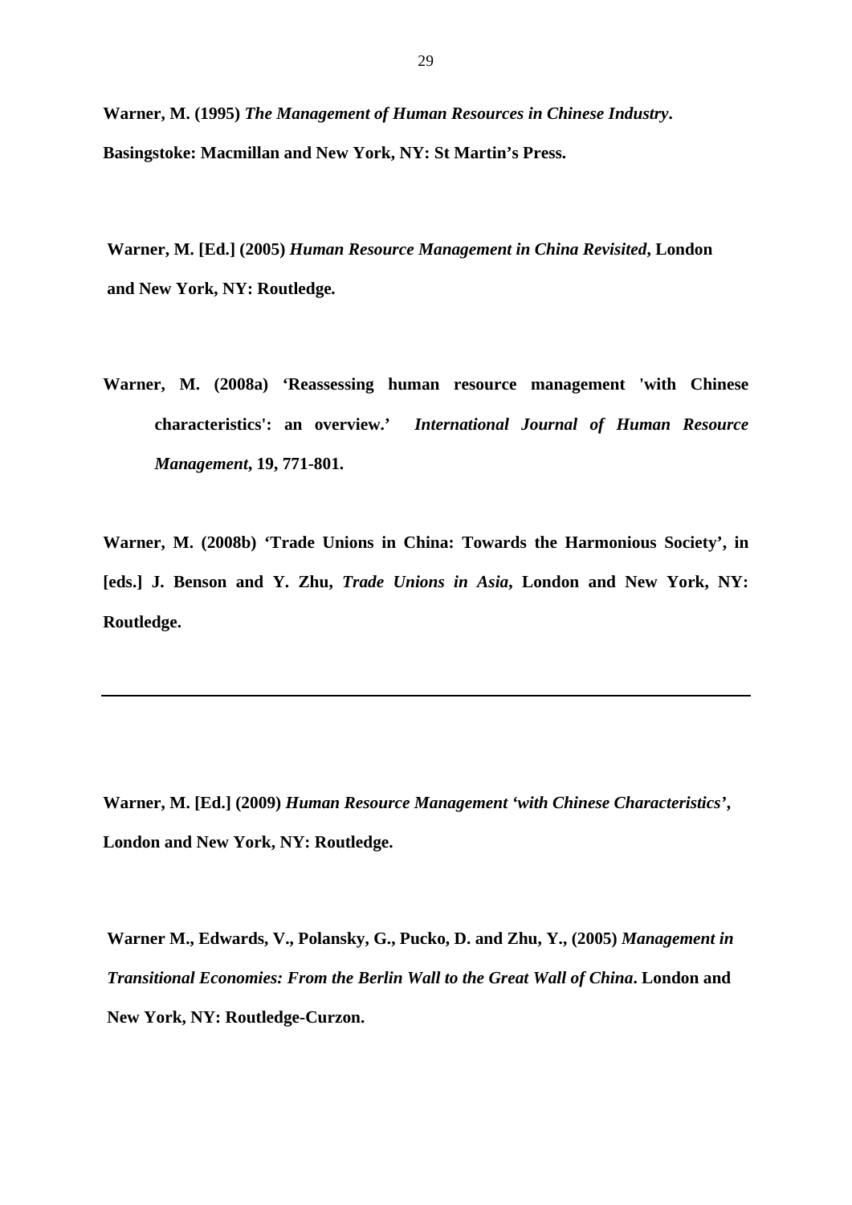**Warner, M. (1995)** ***The Management of Human Resources in Chinese Industry*****. Basingstoke: Macmillan and New York, NY: St Martin's Press.**

**Warner, M. [Ed.] (2005)** ***Human Resource Management in China Revisited*****, London and New York, NY: Routledge.**

**Warner, M. (2008a) 'Reassessing human resource management 'with Chinese characteristics': an overview.'** ***International Journal of Human Resource Management*****, 19, 771-801.**

**Warner, M. (2008b) 'Trade Unions in China: Towards the Harmonious Society', in [eds.] J. Benson and Y. Zhu,** ***Trade Unions in Asia*****, London and New York, NY: Routledge.**

---

**Warner, M. [Ed.] (2009)** ***Human Resource Management 'with Chinese Characteristics'*****, London and New York, NY: Routledge.**

**Warner M., Edwards, V., Polansky, G., Pucko, D. and Zhu, Y., (2005)** ***Management in Transitional Economies: From the Berlin Wall to the Great Wall of China*****. London and New York, NY: Routledge-Curzon.**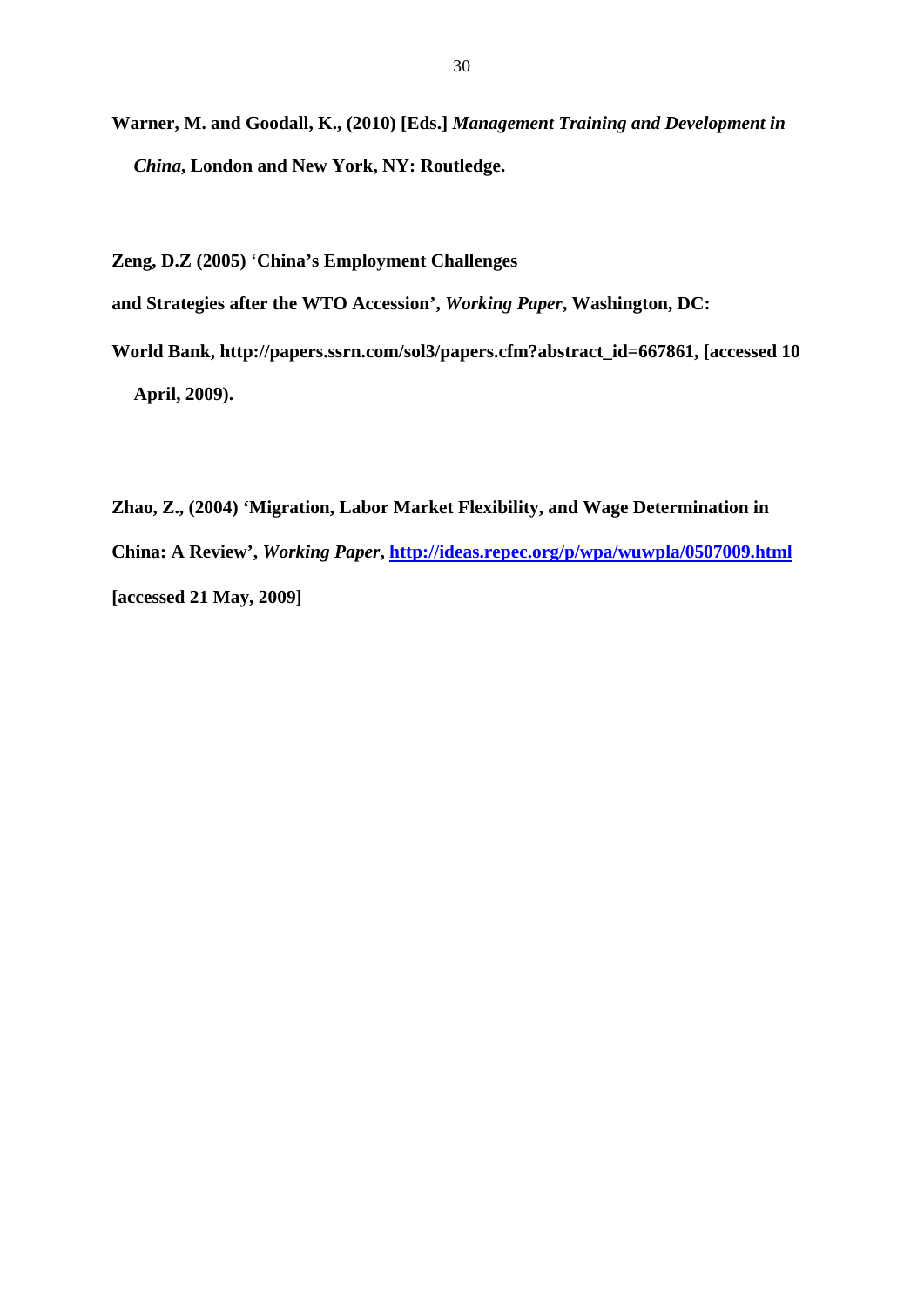**Warner, M. and Goodall, K., (2010) [Eds.] *Management Training and Development in China*, London and New York, NY: Routledge.**

**Zeng, D.Z (2005) 'China's Employment Challenges and Strategies after the WTO Accession', *Working Paper*, Washington, DC: World Bank, http://papers.ssrn.com/sol3/papers.cfm?abstract_id=667861, [accessed 10 April, 2009).**

**Zhao, Z., (2004) 'Migration, Labor Market Flexibility, and Wage Determination in China: A Review', *Working Paper*, http://ideas.repec.org/p/wpa/wuwpla/0507009.html [accessed 21 May, 2009]**